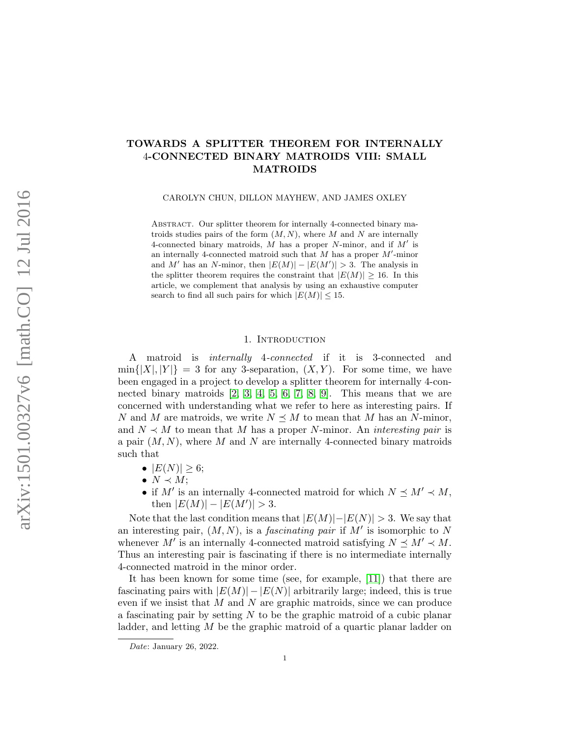# TOWARDS A SPLITTER THEOREM FOR INTERNALLY 4-CONNECTED BINARY MATROIDS VIII: SMALL MATROIDS

CAROLYN CHUN, DILLON MAYHEW, AND JAMES OXLEY

Abstract. Our splitter theorem for internally 4-connected binary matroids studies pairs of the form $(M, N)$, where $M$ and $N$ are internally 4-connected binary matroids, $M$ has a proper $N$-minor, and if $M'$ is an internally 4-connected matroid such that $M$ has a proper $M'$-minor and $M'$ has an $N$-minor, then $|E(M)| - |E(M')| > 3$. The analysis in the splitter theorem requires the constraint that $|E(M)| \geq 16$. In this article, we complement that analysis by using an exhaustive computer search to find all such pairs for which $|E(M)| \leq 15$.

## 1. Introduction

A matroid is *internally 4-connected* if it is 3-connected and $\min\{|X|, |Y|\} = 3$ for any 3-separation, $(X, Y)$. For some time, we have been engaged in a project to develop a splitter theorem for internally 4-connected binary matroids [2, 3, 4, 5, 6, 7, 8, 9]. This means that we are concerned with understanding what we refer to here as interesting pairs. If $N$ and $M$ are matroids, we write $N \preceq M$ to mean that $M$ has an $N$-minor, and $N \prec M$ to mean that $M$ has a proper $N$-minor. An *interesting pair* is a pair $(M, N)$, where $M$ and $N$ are internally 4-connected binary matroids such that

- $|E(N)| \geq 6$;
- $N \prec M$;
- if $M'$ is an internally 4-connected matroid for which $N \preceq M' \prec M$, then $|E(M)| - |E(M')| > 3$.

Note that the last condition means that $|E(M)|-|E(N)| > 3$. We say that an interesting pair, $(M, N)$, is a *fascinating pair* if $M'$ is isomorphic to $N$ whenever $M'$ is an internally 4-connected matroid satisfying $N \preceq M' \prec M$. Thus an interesting pair is fascinating if there is no intermediate internally 4-connected matroid in the minor order.

It has been known for some time (see, for example, [11]) that there are fascinating pairs with $|E(M)| - |E(N)|$ arbitrarily large; indeed, this is true even if we insist that $M$ and $N$ are graphic matroids, since we can produce a fascinating pair by setting $N$ to be the graphic matroid of a cubic planar ladder, and letting $M$ be the graphic matroid of a quartic planar ladder on

---

*Date*: January 26, 2022.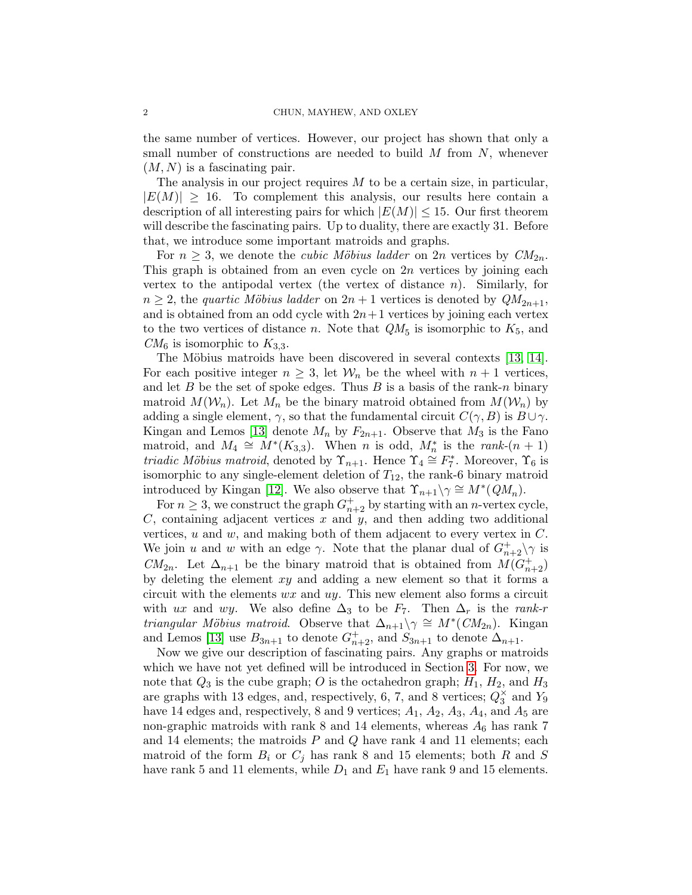the same number of vertices. However, our project has shown that only a small number of constructions are needed to build $M$ from $N$, whenever $(M, N)$ is a fascinating pair.

The analysis in our project requires $M$ to be a certain size, in particular, $|E(M)| \geq 16$. To complement this analysis, our results here contain a description of all interesting pairs for which $|E(M)| \leq 15$. Our first theorem will describe the fascinating pairs. Up to duality, there are exactly 31. Before that, we introduce some important matroids and graphs.

For $n \geq 3$, we denote the *cubic Möbius ladder* on $2n$ vertices by $CM_{2n}$. This graph is obtained from an even cycle on $2n$ vertices by joining each vertex to the antipodal vertex (the vertex of distance $n$). Similarly, for $n \geq 2$, the *quartic Möbius ladder* on $2n+1$ vertices is denoted by $QM_{2n+1}$, and is obtained from an odd cycle with $2n+1$ vertices by joining each vertex to the two vertices of distance $n$. Note that $QM_5$ is isomorphic to $K_5$, and $CM_6$ is isomorphic to $K_{3,3}$.

The Möbius matroids have been discovered in several contexts [13, 14]. For each positive integer $n \geq 3$, let $\mathcal{W}_n$ be the wheel with $n+1$ vertices, and let $B$ be the set of spoke edges. Thus $B$ is a basis of the rank-$n$ binary matroid $M(\mathcal{W}_n)$. Let $M_n$ be the binary matroid obtained from $M(\mathcal{W}_n)$ by adding a single element, $\gamma$, so that the fundamental circuit $C(\gamma, B)$ is $B \cup \gamma$. Kingan and Lemos [13] denote $M_n$ by $F_{2n+1}$. Observe that $M_3$ is the Fano matroid, and $M_4 \cong M^*(K_{3,3})$. When $n$ is odd, $M_n^*$ is the *rank-$(n+1)$ triadic Möbius matroid*, denoted by $\Upsilon_{n+1}$. Hence $\Upsilon_4 \cong F_7^*$. Moreover, $\Upsilon_6$ is isomorphic to any single-element deletion of $T_{12}$, the rank-6 binary matroid introduced by Kingan [12]. We also observe that $\Upsilon_{n+1} \backslash \gamma \cong M^*(QM_n)$.

For $n \geq 3$, we construct the graph $G_{n+2}^+$ by starting with an $n$-vertex cycle, $C$, containing adjacent vertices $x$ and $y$, and then adding two additional vertices, $u$ and $w$, and making both of them adjacent to every vertex in $C$. We join $u$ and $w$ with an edge $\gamma$. Note that the planar dual of $G_{n+2}^+ \backslash \gamma$ is $CM_{2n}$. Let $\Delta_{n+1}$ be the binary matroid that is obtained from $M(G_{n+2}^+)$ by deleting the element $xy$ and adding a new element so that it forms a circuit with the elements $wx$ and $uy$. This new element also forms a circuit with $ux$ and $wy$. We also define $\Delta_3$ to be $F_7$. Then $\Delta_r$ is the *rank-$r$ triangular Möbius matroid*. Observe that $\Delta_{n+1} \backslash \gamma \cong M^*(CM_{2n})$. Kingan and Lemos [13] use $B_{3n+1}$ to denote $G_{n+2}^+$, and $S_{3n+1}$ to denote $\Delta_{n+1}$.

Now we give our description of fascinating pairs. Any graphs or matroids which we have not yet defined will be introduced in Section 3. For now, we note that $Q_3$ is the cube graph; $O$ is the octahedron graph; $H_1$, $H_2$, and $H_3$ are graphs with 13 edges, and, respectively, 6, 7, and 8 vertices; $Q_3^{\times}$ and $Y_9$ have 14 edges and, respectively, 8 and 9 vertices; $A_1$, $A_2$, $A_3$, $A_4$, and $A_5$ are non-graphic matroids with rank 8 and 14 elements, whereas $A_6$ has rank 7 and 14 elements; the matroids $P$ and $Q$ have rank 4 and 11 elements; each matroid of the form $B_i$ or $C_j$ has rank 8 and 15 elements; both $R$ and $S$ have rank 5 and 11 elements, while $D_1$ and $E_1$ have rank 9 and 15 elements.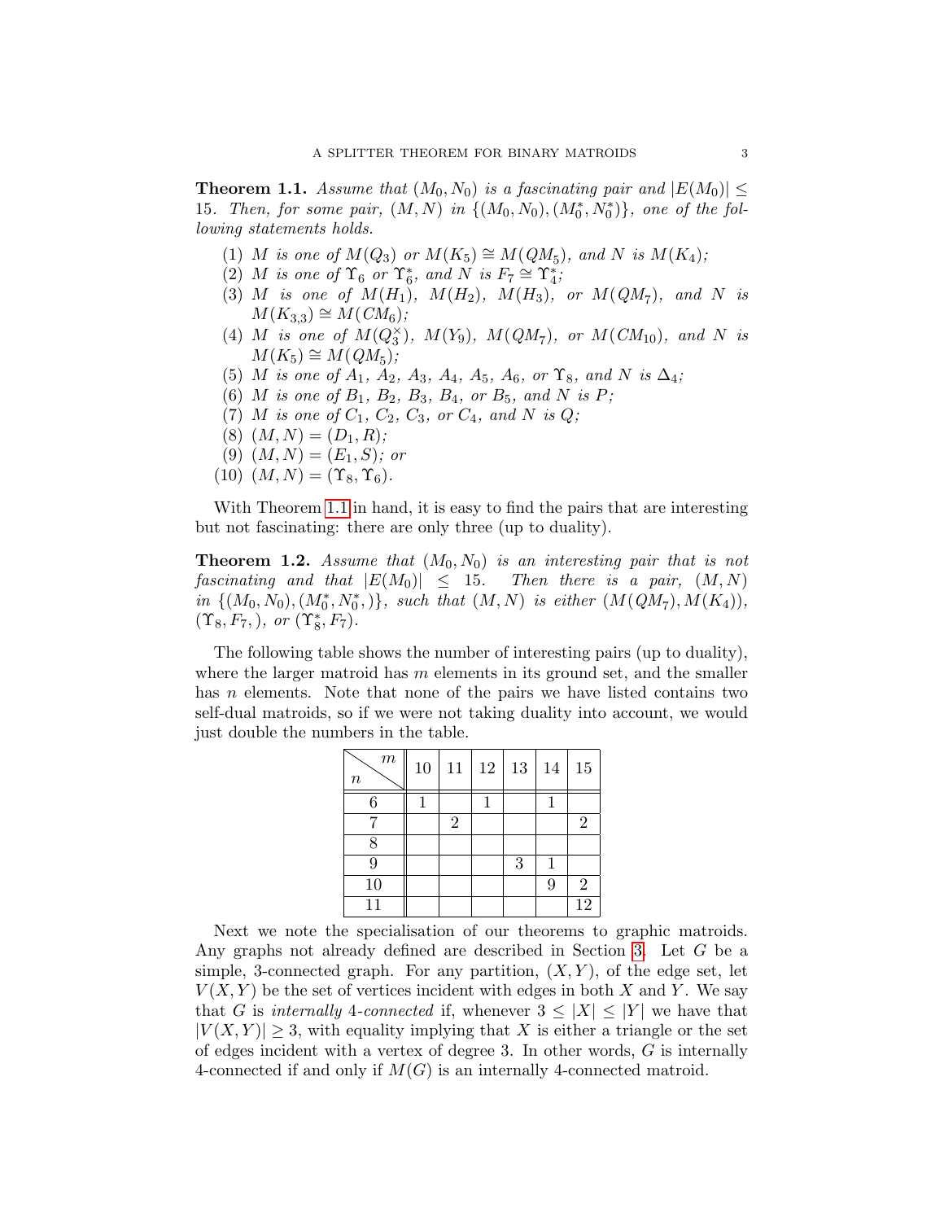**Theorem 1.1.** *Assume that $(M_0, N_0)$ is a fascinating pair and $|E(M_0)| \leq 15$. Then, for some pair, $(M, N)$ in $\{(M_0, N_0), (M_0^*, N_0^*)\}$, one of the following statements holds.*

1. *$M$ is one of $M(Q_3)$ or $M(K_5) \cong M(QM_5)$, and $N$ is $M(K_4)$;*
2. *$M$ is one of $\Upsilon_6$ or $\Upsilon_6^*$, and $N$ is $F_7 \cong \Upsilon_4^*$;*
3. *$M$ is one of $M(H_1)$, $M(H_2)$, $M(H_3)$, or $M(QM_7)$, and $N$ is $M(K_{3,3}) \cong M(CM_6)$;*
4. *$M$ is one of $M(Q_3^\times)$, $M(Y_9)$, $M(QM_7)$, or $M(CM_{10})$, and $N$ is $M(K_5) \cong M(QM_5)$;*
5. *$M$ is one of $A_1$, $A_2$, $A_3$, $A_4$, $A_5$, $A_6$, or $\Upsilon_8$, and $N$ is $\Delta_4$;*
6. *$M$ is one of $B_1$, $B_2$, $B_3$, $B_4$, or $B_5$, and $N$ is $P$;*
7. *$M$ is one of $C_1$, $C_2$, $C_3$, or $C_4$, and $N$ is $Q$;*
8. *$(M, N) = (D_1, R)$;*
9. *$(M, N) = (E_1, S)$; or*
10. *$(M, N) = (\Upsilon_8, \Upsilon_6)$.*

With Theorem 1.1 in hand, it is easy to find the pairs that are interesting but not fascinating: there are only three (up to duality).

**Theorem 1.2.** *Assume that $(M_0, N_0)$ is an interesting pair that is not fascinating and that $|E(M_0)| \leq 15$. Then there is a pair, $(M, N)$ in $\{(M_0, N_0), (M_0^*, N_0^*,)\}$, such that $(M, N)$ is either $(M(QM_7), M(K_4))$, $(\Upsilon_8, F_7,)$, or $(\Upsilon_8^*, F_7)$.*

The following table shows the number of interesting pairs (up to duality), where the larger matroid has $m$ elements in its ground set, and the smaller has $n$ elements. Note that none of the pairs we have listed contains two self-dual matroids, so if we were not taking duality into account, we would just double the numbers in the table.

| $n$ \ $m$ | 10 | 11 | 12 | 13 | 14 | 15 |
|---|---|---|---|---|---|---|
| 6 | 1 | | 1 | | 1 | |
| 7 | | 2 | | | | 2 |
| 8 | | | | | | |
| 9 | | | | 3 | 1 | |
| 10 | | | | | 9 | 2 |
| 11 | | | | | | 12 |

Next we note the specialisation of our theorems to graphic matroids. Any graphs not already defined are described in Section 3. Let $G$ be a simple, 3-connected graph. For any partition, $(X, Y)$, of the edge set, let $V(X, Y)$ be the set of vertices incident with edges in both $X$ and $Y$. We say that $G$ is *internally 4-connected* if, whenever $3 \leq |X| \leq |Y|$ we have that $|V(X, Y)| \geq 3$, with equality implying that $X$ is either a triangle or the set of edges incident with a vertex of degree 3. In other words, $G$ is internally 4-connected if and only if $M(G)$ is an internally 4-connected matroid.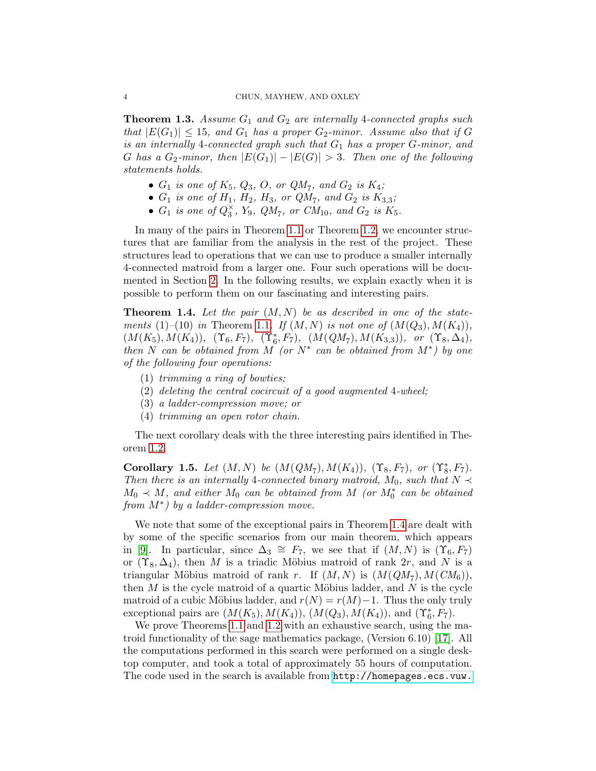**Theorem 1.3.** *Assume $G_1$ and $G_2$ are internally 4-connected graphs such that $|E(G_1)| \leq 15$, and $G_1$ has a proper $G_2$-minor. Assume also that if $G$ is an internally 4-connected graph such that $G_1$ has a proper $G$-minor, and $G$ has a $G_2$-minor, then $|E(G_1)| - |E(G)| > 3$. Then one of the following statements holds.*

- *$G_1$ is one of $K_5$, $Q_3$, $O$, or $QM_7$, and $G_2$ is $K_4$;*
- *$G_1$ is one of $H_1$, $H_2$, $H_3$, or $QM_7$, and $G_2$ is $K_{3,3}$;*
- *$G_1$ is one of $Q_3^{\times}$, $Y_9$, $QM_7$, or $CM_{10}$, and $G_2$ is $K_5$.*

In many of the pairs in Theorem 1.1 or Theorem 1.2, we encounter structures that are familiar from the analysis in the rest of the project. These structures lead to operations that we can use to produce a smaller internally 4-connected matroid from a larger one. Four such operations will be documented in Section 2. In the following results, we explain exactly when it is possible to perform them on our fascinating and interesting pairs.

**Theorem 1.4.** *Let the pair $(M, N)$ be as described in one of the statements (1)–(10) in* Theorem 1.1*. If $(M, N)$ is not one of $(M(Q_3), M(K_4))$, $(M(K_5), M(K_4))$, $(\Upsilon_6, F_7)$, $(\Upsilon_6^*, F_7)$, $(M(QM_7), M(K_{3,3}))$, or $(\Upsilon_8, \Delta_4)$, then $N$ can be obtained from $M$ (or $N^*$ can be obtained from $M^*$) by one of the following four operations:*

1. *trimming a ring of bowties;*
2. *deleting the central cocircuit of a good augmented 4-wheel;*
3. *a ladder-compression move; or*
4. *trimming an open rotor chain.*

The next corollary deals with the three interesting pairs identified in Theorem 1.2.

**Corollary 1.5.** *Let $(M, N)$ be $(M(QM_7), M(K_4))$, $(\Upsilon_8, F_7)$, or $(\Upsilon_8^*, F_7)$. Then there is an internally 4-connected binary matroid, $M_0$, such that $N \prec M_0 \prec M$, and either $M_0$ can be obtained from $M$ (or $M_0^*$ can be obtained from $M^*$) by a ladder-compression move.*

We note that some of the exceptional pairs in Theorem 1.4 are dealt with by some of the specific scenarios from our main theorem, which appears in [9]. In particular, since $\Delta_3 \cong F_7$, we see that if $(M, N)$ is $(\Upsilon_6, F_7)$ or $(\Upsilon_8, \Delta_4)$, then $M$ is a triadic Möbius matroid of rank $2r$, and $N$ is a triangular Möbius matroid of rank $r$. If $(M, N)$ is $(M(QM_7), M(CM_6))$, then $M$ is the cycle matroid of a quartic Möbius ladder, and $N$ is the cycle matroid of a cubic Möbius ladder, and $r(N) = r(M) - 1$. Thus the only truly exceptional pairs are $(M(K_5), M(K_4))$, $(M(Q_3), M(K_4))$, and $(\Upsilon_6^*, F_7)$.

We prove Theorems 1.1 and 1.2 with an exhaustive search, using the matroid functionality of the sage mathematics package, (Version 6.10) [17]. All the computations performed in this search were performed on a single desktop computer, and took a total of approximately 55 hours of computation. The code used in the search is available from http://homepages.ecs.vuw.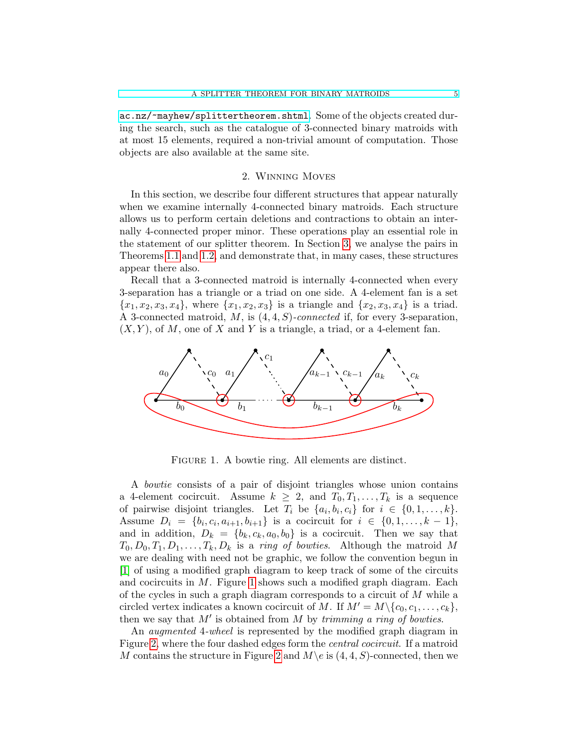ac.nz/~mayhew/splittertheorem.shtml. Some of the objects created during the search, such as the catalogue of 3-connected binary matroids with at most 15 elements, required a non-trivial amount of computation. Those objects are also available at the same site.

## 2. Winning Moves

In this section, we describe four different structures that appear naturally when we examine internally 4-connected binary matroids. Each structure allows us to perform certain deletions and contractions to obtain an internally 4-connected proper minor. These operations play an essential role in the statement of our splitter theorem. In Section 3, we analyse the pairs in Theorems 1.1 and 1.2, and demonstrate that, in many cases, these structures appear there also.

Recall that a 3-connected matroid is internally 4-connected when every 3-separation has a triangle or a triad on one side. A 4-element fan is a set $\{x_1, x_2, x_3, x_4\}$, where $\{x_1, x_2, x_3\}$ is a triangle and $\{x_2, x_3, x_4\}$ is a triad. A 3-connected matroid, $M$, is $(4, 4, S)$-*connected* if, for every 3-separation, $(X, Y)$, of $M$, one of $X$ and $Y$ is a triangle, a triad, or a 4-element fan.

Figure 1. A bowtie ring. All elements are distinct.

A *bowtie* consists of a pair of disjoint triangles whose union contains a 4-element cocircuit. Assume $k \geq 2$, and $T_0, T_1, \ldots, T_k$ is a sequence of pairwise disjoint triangles. Let $T_i$ be $\{a_i, b_i, c_i\}$ for $i \in \{0, 1, \ldots, k\}$. Assume $D_i = \{b_i, c_i, a_{i+1}, b_{i+1}\}$ is a cocircuit for $i \in \{0, 1, \ldots, k-1\}$, and in addition, $D_k = \{b_k, c_k, a_0, b_0\}$ is a cocircuit. Then we say that $T_0, D_0, T_1, D_1, \ldots, T_k, D_k$ is a *ring of bowties*. Although the matroid $M$ we are dealing with need not be graphic, we follow the convention begun in [1] of using a modified graph diagram to keep track of some of the circuits and cocircuits in $M$. Figure 1 shows such a modified graph diagram. Each of the cycles in such a graph diagram corresponds to a circuit of $M$ while a circled vertex indicates a known cocircuit of $M$. If $M' = M \backslash \{c_0, c_1, \ldots, c_k\}$, then we say that $M'$ is obtained from $M$ by *trimming a ring of bowties*.

An *augmented 4-wheel* is represented by the modified graph diagram in Figure 2, where the four dashed edges form the *central cocircuit*. If a matroid $M$ contains the structure in Figure 2 and $M \backslash e$ is $(4, 4, S)$-connected, then we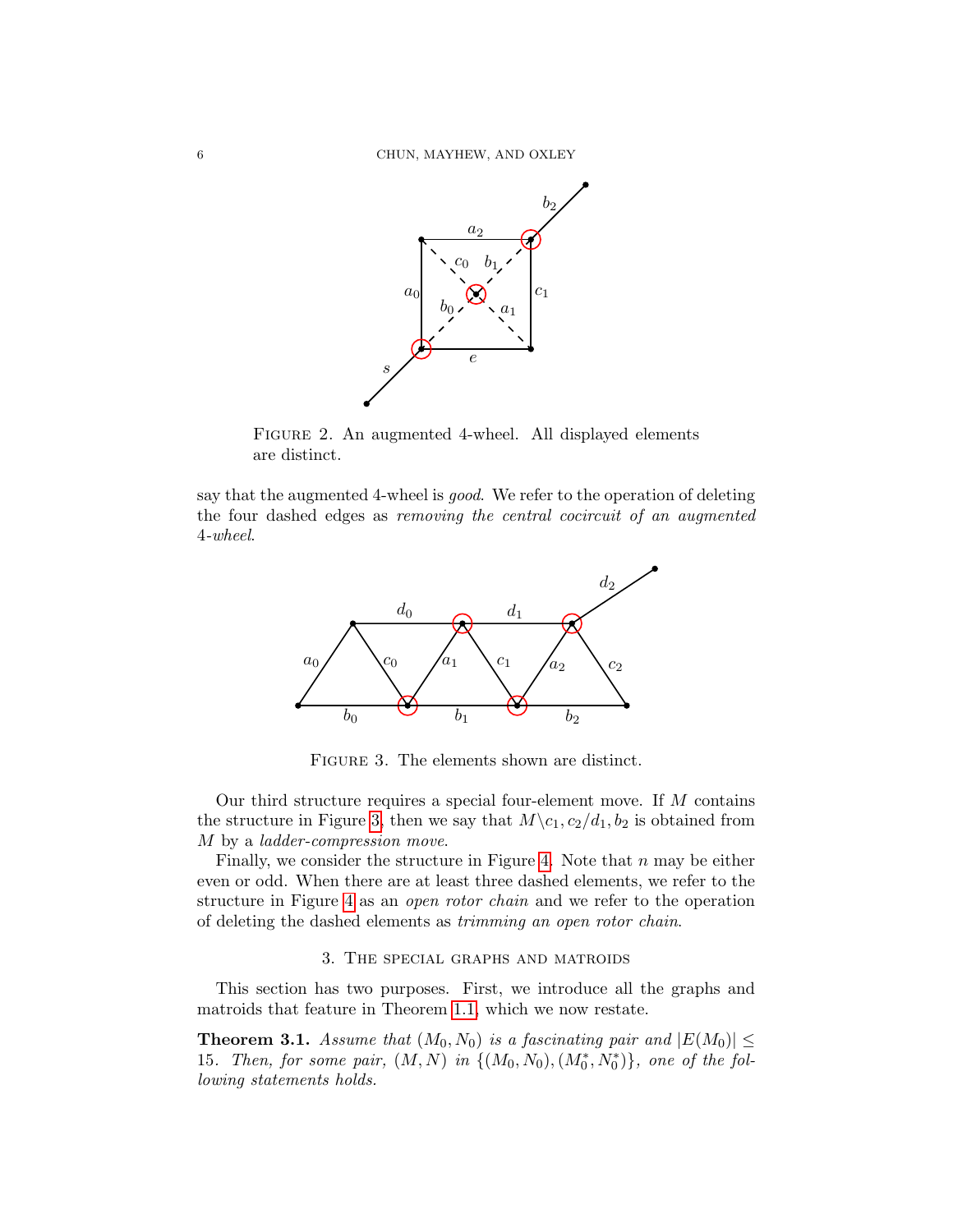FIGURE 2. An augmented 4-wheel. All displayed elements are distinct.

say that the augmented 4-wheel is *good*. We refer to the operation of deleting the four dashed edges as *removing the central cocircuit of an augmented 4-wheel*.

FIGURE 3. The elements shown are distinct.

Our third structure requires a special four-element move. If $M$ contains the structure in Figure 3, then we say that $M\backslash c_1, c_2/d_1, b_2$ is obtained from $M$ by a *ladder-compression move*.

Finally, we consider the structure in Figure 4. Note that $n$ may be either even or odd. When there are at least three dashed elements, we refer to the structure in Figure 4 as an *open rotor chain* and we refer to the operation of deleting the dashed elements as *trimming an open rotor chain*.

## 3. The special graphs and matroids

This section has two purposes. First, we introduce all the graphs and matroids that feature in Theorem 1.1, which we now restate.

**Theorem 3.1.** *Assume that $(M_0, N_0)$ is a fascinating pair and $|E(M_0)| \leq 15$. Then, for some pair, $(M, N)$ in $\{(M_0, N_0), (M_0^*, N_0^*)\}$, one of the following statements holds.*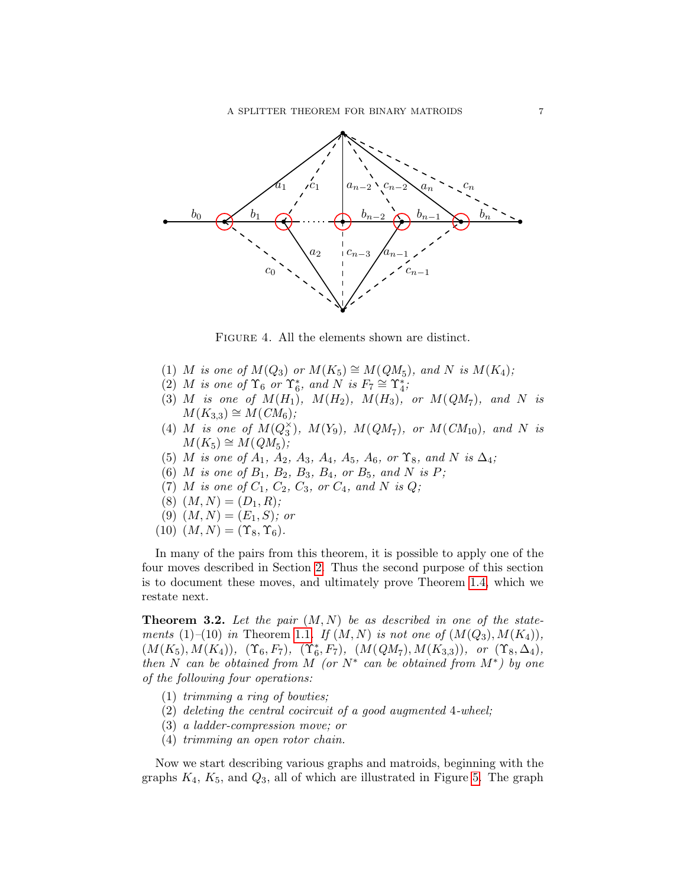FIGURE 4. All the elements shown are distinct.

(1) *$M$ is one of $M(Q_3)$ or $M(K_5) \cong M(QM_5)$, and $N$ is $M(K_4)$;*
(2) *$M$ is one of $\Upsilon_6$ or $\Upsilon_6^*$, and $N$ is $F_7 \cong \Upsilon_4^*$;*
(3) *$M$ is one of $M(H_1)$, $M(H_2)$, $M(H_3)$, or $M(QM_7)$, and $N$ is $M(K_{3,3}) \cong M(CM_6)$;*
(4) *$M$ is one of $M(Q_3^\times)$, $M(Y_9)$, $M(QM_7)$, or $M(CM_{10})$, and $N$ is $M(K_5) \cong M(QM_5)$;*
(5) *$M$ is one of $A_1$, $A_2$, $A_3$, $A_4$, $A_5$, $A_6$, or $\Upsilon_8$, and $N$ is $\Delta_4$;*
(6) *$M$ is one of $B_1$, $B_2$, $B_3$, $B_4$, or $B_5$, and $N$ is $P$;*
(7) *$M$ is one of $C_1$, $C_2$, $C_3$, or $C_4$, and $N$ is $Q$;*
(8) *$(M, N) = (D_1, R)$;*
(9) *$(M, N) = (E_1, S)$; or*
(10) *$(M, N) = (\Upsilon_8, \Upsilon_6)$.*

In many of the pairs from this theorem, it is possible to apply one of the four moves described in Section 2. Thus the second purpose of this section is to document these moves, and ultimately prove Theorem 1.4, which we restate next.

**Theorem 3.2.** *Let the pair $(M, N)$ be as described in one of the statements (1)–(10) in* Theorem 1.1*. If $(M, N)$ is not one of $(M(Q_3), M(K_4))$, $(M(K_5), M(K_4))$, $(\Upsilon_6, F_7)$, $(\Upsilon_6^*, F_7)$, $(M(QM_7), M(K_{3,3}))$, or $(\Upsilon_8, \Delta_4)$, then $N$ can be obtained from $M$ (or $N^*$ can be obtained from $M^*$) by one of the following four operations:*

(1) *trimming a ring of bowties;*
(2) *deleting the central cocircuit of a good augmented 4-wheel;*
(3) *a ladder-compression move; or*
(4) *trimming an open rotor chain.*

Now we start describing various graphs and matroids, beginning with the graphs $K_4$, $K_5$, and $Q_3$, all of which are illustrated in Figure 5. The graph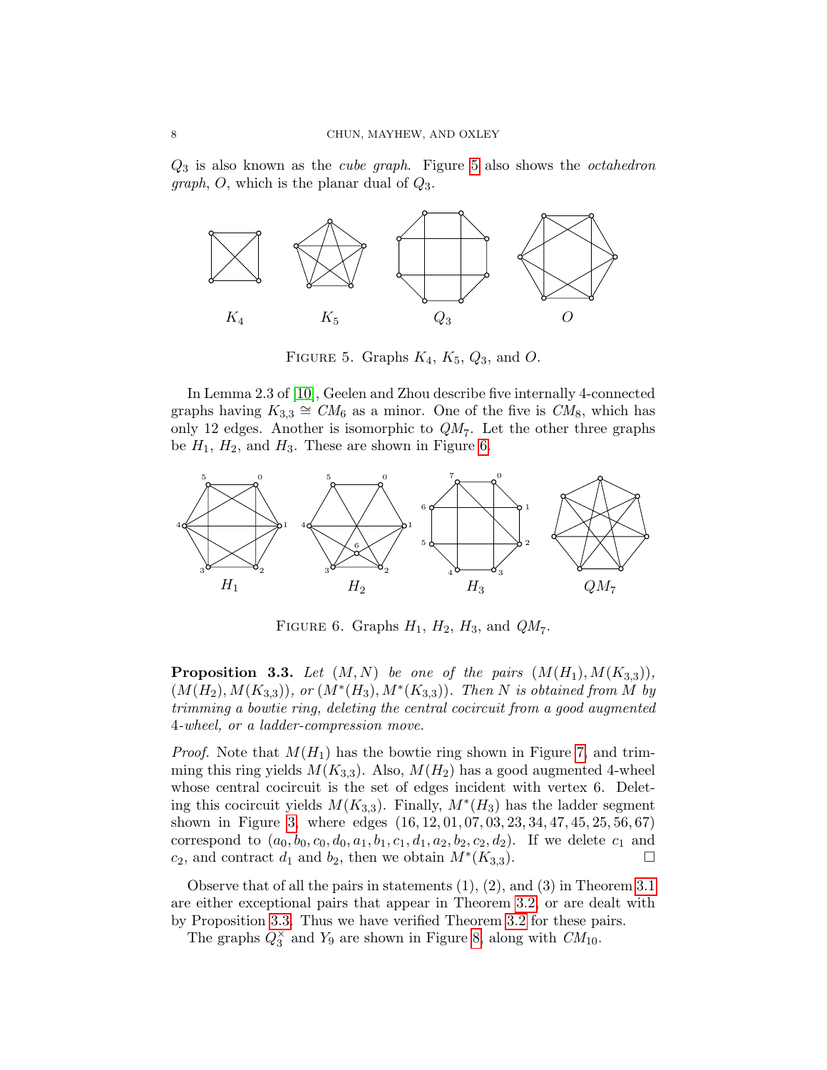$Q_3$ is also known as the *cube graph*. Figure 5 also shows the *octahedron graph*, $O$, which is the planar dual of $Q_3$.

FIGURE 5. Graphs $K_4$, $K_5$, $Q_3$, and $O$.

In Lemma 2.3 of [10], Geelen and Zhou describe five internally 4-connected graphs having $K_{3,3} \cong CM_6$ as a minor. One of the five is $CM_8$, which has only 12 edges. Another is isomorphic to $QM_7$. Let the other three graphs be $H_1$, $H_2$, and $H_3$. These are shown in Figure 6.

FIGURE 6. Graphs $H_1$, $H_2$, $H_3$, and $QM_7$.

**Proposition 3.3.** *Let $(M, N)$ be one of the pairs $(M(H_1), M(K_{3,3}))$, $(M(H_2), M(K_{3,3}))$, or $(M^*(H_3), M^*(K_{3,3}))$. Then $N$ is obtained from $M$ by trimming a bowtie ring, deleting the central cocircuit from a good augmented 4-wheel, or a ladder-compression move.*

*Proof.* Note that $M(H_1)$ has the bowtie ring shown in Figure 7, and trimming this ring yields $M(K_{3,3})$. Also, $M(H_2)$ has a good augmented 4-wheel whose central cocircuit is the set of edges incident with vertex 6. Deleting this cocircuit yields $M(K_{3,3})$. Finally, $M^*(H_3)$ has the ladder segment shown in Figure 3, where edges $(16, 12, 01, 07, 03, 23, 34, 47, 45, 25, 56, 67)$ correspond to $(a_0, b_0, c_0, d_0, a_1, b_1, c_1, d_1, a_2, b_2, c_2, d_2)$. If we delete $c_1$ and $c_2$, and contract $d_1$ and $b_2$, then we obtain $M^*(K_{3,3})$. □

Observe that of all the pairs in statements (1), (2), and (3) in Theorem 3.1 are either exceptional pairs that appear in Theorem 3.2, or are dealt with by Proposition 3.3. Thus we have verified Theorem 3.2 for these pairs.

The graphs $Q_3^\times$ and $Y_9$ are shown in Figure 8, along with $CM_{10}$.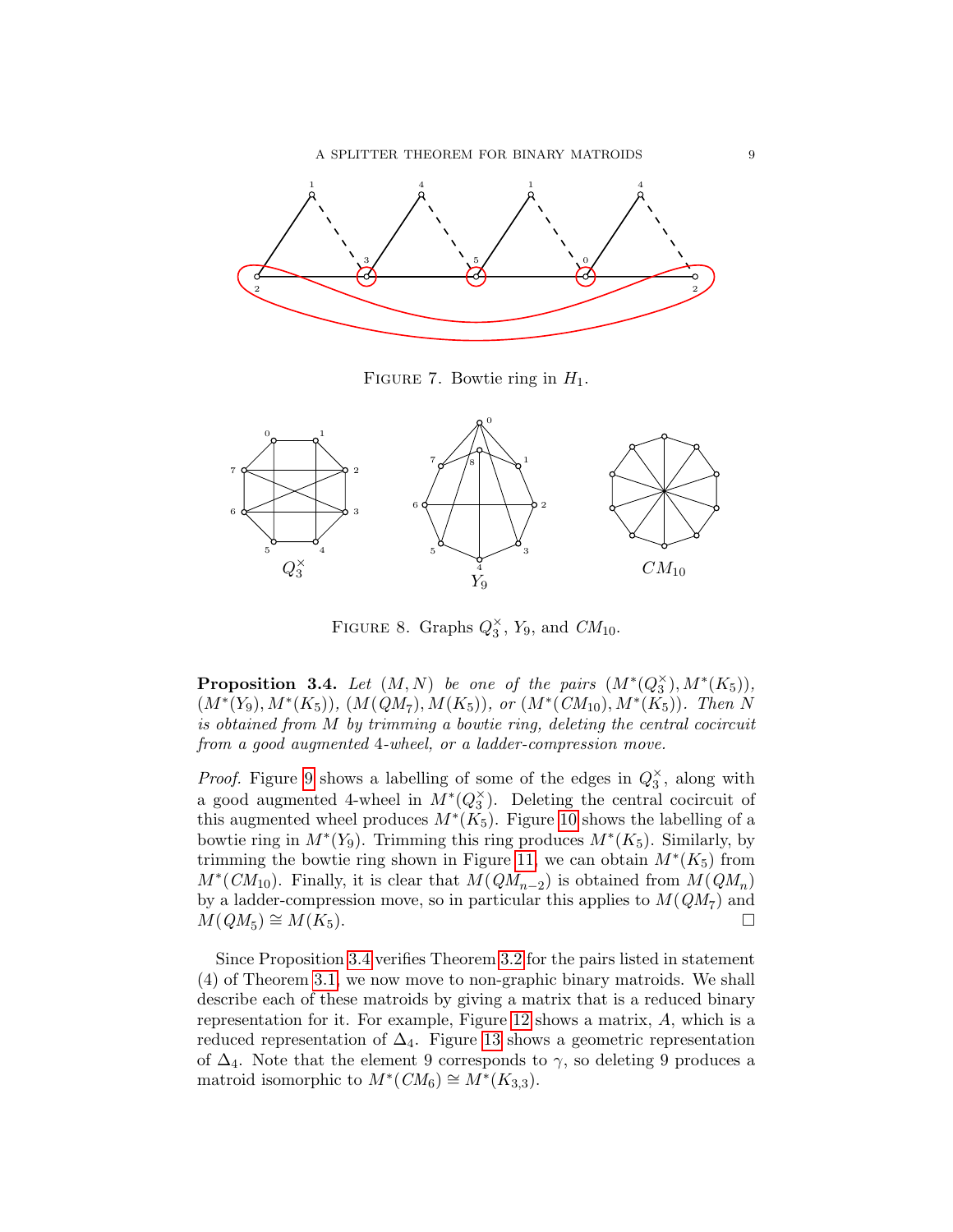FIGURE 7. Bowtie ring in $H_1$.

FIGURE 8. Graphs $Q_3^{\times}$, $Y_9$, and $CM_{10}$.

**Proposition 3.4.** *Let $(M, N)$ be one of the pairs $(M^*(Q_3^{\times}), M^*(K_5))$, $(M^*(Y_9), M^*(K_5))$, $(M(QM_7), M(K_5))$, or $(M^*(CM_{10}), M^*(K_5))$. Then $N$ is obtained from $M$ by trimming a bowtie ring, deleting the central cocircuit from a good augmented 4-wheel, or a ladder-compression move.*

*Proof.* Figure 9 shows a labelling of some of the edges in $Q_3^{\times}$, along with a good augmented 4-wheel in $M^*(Q_3^{\times})$. Deleting the central cocircuit of this augmented wheel produces $M^*(K_5)$. Figure 10 shows the labelling of a bowtie ring in $M^*(Y_9)$. Trimming this ring produces $M^*(K_5)$. Similarly, by trimming the bowtie ring shown in Figure 11, we can obtain $M^*(K_5)$ from $M^*(CM_{10})$. Finally, it is clear that $M(QM_{n-2})$ is obtained from $M(QM_n)$ by a ladder-compression move, so in particular this applies to $M(QM_7)$ and $M(QM_5) \cong M(K_5)$. □

Since Proposition 3.4 verifies Theorem 3.2 for the pairs listed in statement (4) of Theorem 3.1, we now move to non-graphic binary matroids. We shall describe each of these matroids by giving a matrix that is a reduced binary representation for it. For example, Figure 12 shows a matrix, $A$, which is a reduced representation of $\Delta_4$. Figure 13 shows a geometric representation of $\Delta_4$. Note that the element 9 corresponds to $\gamma$, so deleting 9 produces a matroid isomorphic to $M^*(CM_6) \cong M^*(K_{3,3})$.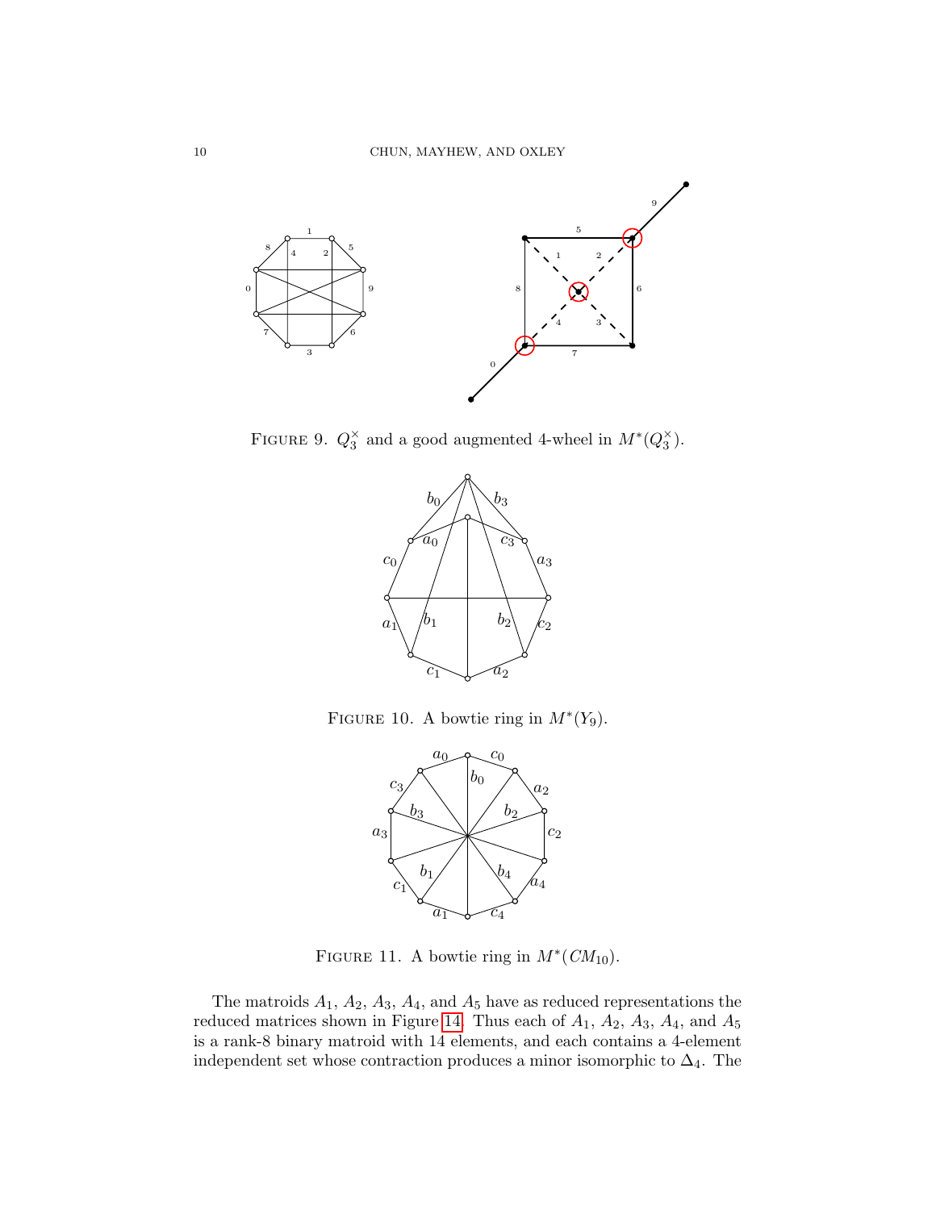FIGURE 9. $Q_3^\times$ and a good augmented 4-wheel in $M^*(Q_3^\times)$.

FIGURE 10. A bowtie ring in $M^*(Y_9)$.

FIGURE 11. A bowtie ring in $M^*(CM_{10})$.

The matroids $A_1$, $A_2$, $A_3$, $A_4$, and $A_5$ have as reduced representations the reduced matrices shown in Figure 14. Thus each of $A_1$, $A_2$, $A_3$, $A_4$, and $A_5$ is a rank-8 binary matroid with 14 elements, and each contains a 4-element independent set whose contraction produces a minor isomorphic to $\Delta_4$. The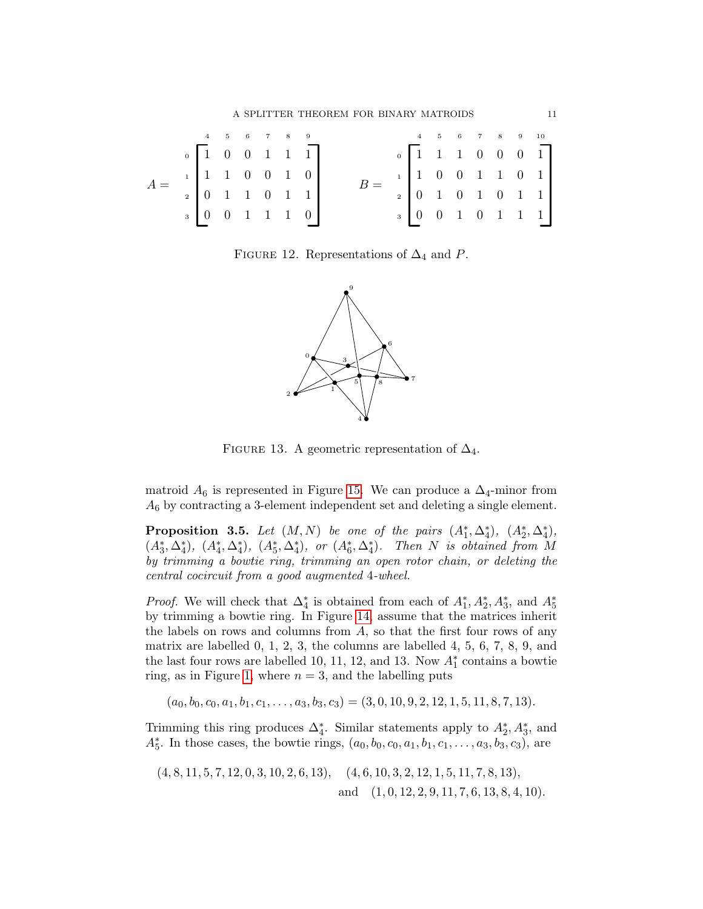$$A = \begin{array}{c} \\ 0 \\ 1 \\ 2 \\ 3 \end{array} \begin{array}{c} \begin{matrix} 4 & 5 & 6 & 7 & 8 & 9 \end{matrix} \\ \begin{bmatrix} 1 & 0 & 0 & 1 & 1 & 1 \\ 1 & 1 & 0 & 0 & 1 & 0 \\ 0 & 1 & 1 & 0 & 1 & 1 \\ 0 & 0 & 1 & 1 & 1 & 0 \end{bmatrix} \end{array} \qquad B = \begin{array}{c} \\ 0 \\ 1 \\ 2 \\ 3 \end{array} \begin{array}{c} \begin{matrix} 4 & 5 & 6 & 7 & 8 & 9 & 10 \end{matrix} \\ \begin{bmatrix} 1 & 1 & 1 & 0 & 0 & 0 & 1 \\ 1 & 0 & 0 & 1 & 1 & 0 & 1 \\ 0 & 1 & 0 & 1 & 0 & 1 & 1 \\ 0 & 0 & 1 & 0 & 1 & 1 & 1 \end{bmatrix} \end{array}$$

Figure 12. Representations of $\Delta_4$ and $P$.

Figure 13. A geometric representation of $\Delta_4$.

matroid $A_6$ is represented in Figure 15. We can produce a $\Delta_4$-minor from $A_6$ by contracting a 3-element independent set and deleting a single element.

**Proposition 3.5.** *Let $(M, N)$ be one of the pairs $(A_1^*, \Delta_4^*)$, $(A_2^*, \Delta_4^*)$, $(A_3^*, \Delta_4^*)$, $(A_4^*, \Delta_4^*)$, $(A_5^*, \Delta_4^*)$, or $(A_6^*, \Delta_4^*)$. Then $N$ is obtained from $M$ by trimming a bowtie ring, trimming an open rotor chain, or deleting the central cocircuit from a good augmented 4-wheel.*

*Proof.* We will check that $\Delta_4^*$ is obtained from each of $A_1^*, A_2^*, A_3^*$, and $A_5^*$ by trimming a bowtie ring. In Figure 14, assume that the matrices inherit the labels on rows and columns from $A$, so that the first four rows of any matrix are labelled 0, 1, 2, 3, the columns are labelled 4, 5, 6, 7, 8, 9, and the last four rows are labelled 10, 11, 12, and 13. Now $A_1^*$ contains a bowtie ring, as in Figure 1, where $n = 3$, and the labelling puts

$$(a_0, b_0, c_0, a_1, b_1, c_1, \ldots, a_3, b_3, c_3) = (3, 0, 10, 9, 2, 12, 1, 5, 11, 8, 7, 13).$$

Trimming this ring produces $\Delta_4^*$. Similar statements apply to $A_2^*, A_3^*$, and $A_5^*$. In those cases, the bowtie rings, $(a_0, b_0, c_0, a_1, b_1, c_1, \ldots, a_3, b_3, c_3)$, are

$$(4, 8, 11, 5, 7, 12, 0, 3, 10, 2, 6, 13), \quad (4, 6, 10, 3, 2, 12, 1, 5, 11, 7, 8, 13),$$
$$\text{and} \quad (1, 0, 12, 2, 9, 11, 7, 6, 13, 8, 4, 10).$$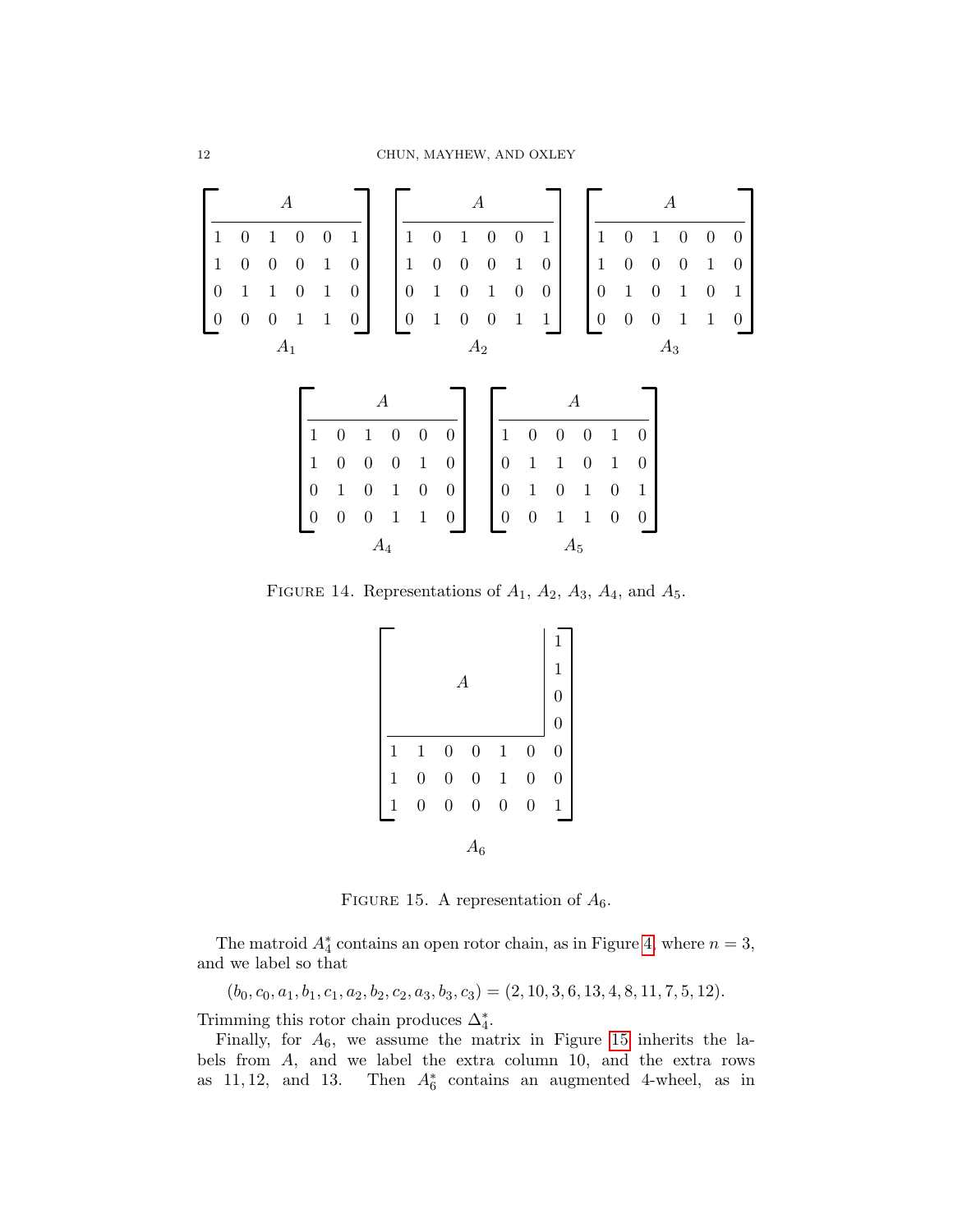$$
\left[\begin{array}{cccccc} \multicolumn{6}{c}{A} \\ \hline 1 & 0 & 1 & 0 & 0 & 1 \\ 1 & 0 & 0 & 0 & 1 & 0 \\ 0 & 1 & 1 & 0 & 1 & 0 \\ 0 & 0 & 0 & 1 & 1 & 0 \end{array}\right]
\quad
\left[\begin{array}{cccccc} \multicolumn{6}{c}{A} \\ \hline 1 & 0 & 1 & 0 & 0 & 1 \\ 1 & 0 & 0 & 0 & 1 & 0 \\ 0 & 1 & 0 & 1 & 0 & 0 \\ 0 & 1 & 0 & 0 & 1 & 1 \end{array}\right]
\quad
\left[\begin{array}{cccccc} \multicolumn{6}{c}{A} \\ \hline 1 & 0 & 1 & 0 & 0 & 0 \\ 1 & 0 & 0 & 0 & 1 & 0 \\ 0 & 1 & 0 & 1 & 0 & 1 \\ 0 & 0 & 0 & 1 & 1 & 0 \end{array}\right]
$$

$A_1$ $\qquad$ $A_2$ $\qquad$ $A_3$

$$
\left[\begin{array}{cccccc} \multicolumn{6}{c}{A} \\ \hline 1 & 0 & 1 & 0 & 0 & 0 \\ 1 & 0 & 0 & 0 & 1 & 0 \\ 0 & 1 & 0 & 1 & 0 & 0 \\ 0 & 0 & 0 & 1 & 1 & 0 \end{array}\right]
\quad
\left[\begin{array}{cccccc} \multicolumn{6}{c}{A} \\ \hline 1 & 0 & 0 & 0 & 1 & 0 \\ 0 & 1 & 1 & 0 & 1 & 0 \\ 0 & 1 & 0 & 1 & 0 & 1 \\ 0 & 0 & 1 & 1 & 0 & 0 \end{array}\right]
$$

$A_4$ $\qquad$ $A_5$

FIGURE 14. Representations of $A_1$, $A_2$, $A_3$, $A_4$, and $A_5$.

$$
\left[\begin{array}{cccccc|c} & & & & & & 1 \\ & & & A & & & 1 \\ & & & & & & 0 \\ & & & & & & 0 \\ \hline 1 & 1 & 0 & 0 & 1 & 0 & 0 \\ 1 & 0 & 0 & 0 & 1 & 0 & 0 \\ 1 & 0 & 0 & 0 & 0 & 0 & 1 \end{array}\right]
$$

$A_6$

FIGURE 15. A representation of $A_6$.

The matroid $A_4^*$ contains an open rotor chain, as in Figure 4, where $n = 3$, and we label so that

$$(b_0, c_0, a_1, b_1, c_1, a_2, b_2, c_2, a_3, b_3, c_3) = (2, 10, 3, 6, 13, 4, 8, 11, 7, 5, 12).$$

Trimming this rotor chain produces $\Delta_4^*$.

Finally, for $A_6$, we assume the matrix in Figure 15 inherits the labels from $A$, and we label the extra column 10, and the extra rows as $11, 12$, and $13$. Then $A_6^*$ contains an augmented 4-wheel, as in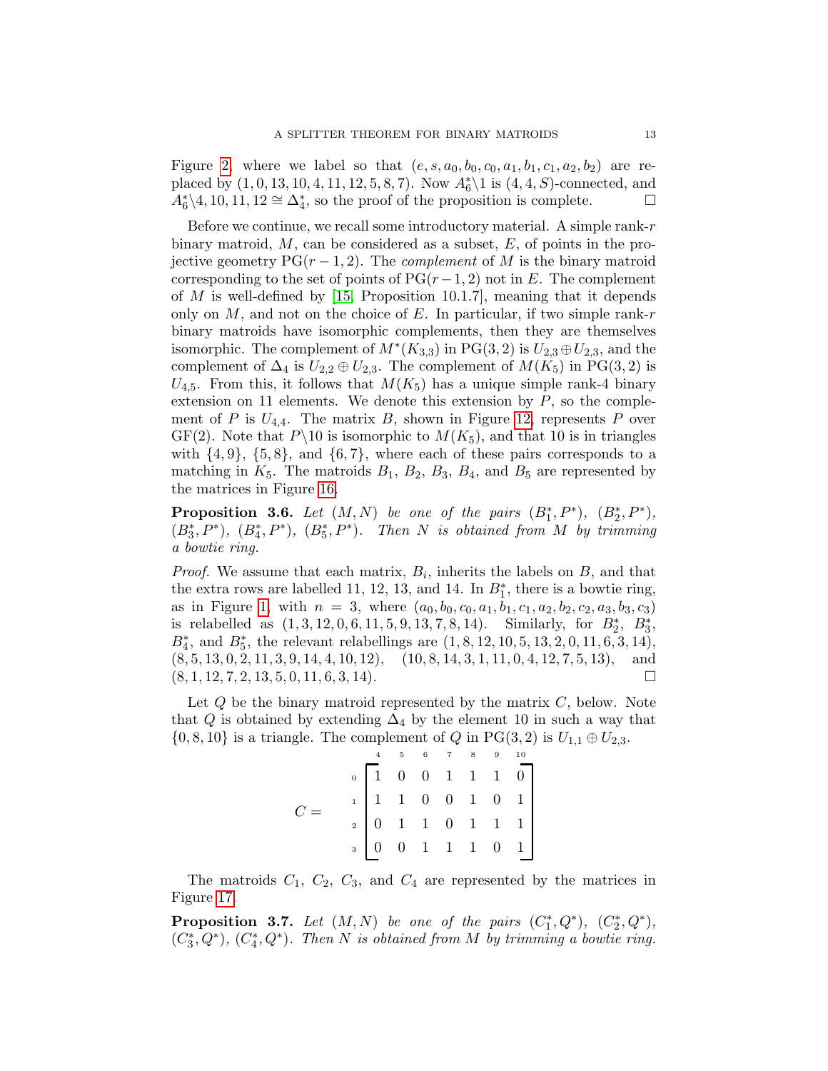Figure 2, where we label so that $(e, s, a_0, b_0, c_0, a_1, b_1, c_1, a_2, b_2)$ are replaced by $(1, 0, 13, 10, 4, 11, 12, 5, 8, 7)$. Now $A_6^*\backslash 1$ is $(4, 4, S)$-connected, and $A_6^*\backslash 4, 10, 11, 12 \cong \Delta_4^*$, so the proof of the proposition is complete. □

Before we continue, we recall some introductory material. A simple rank-$r$ binary matroid, $M$, can be considered as a subset, $E$, of points in the projective geometry $\mathrm{PG}(r-1, 2)$. The *complement* of $M$ is the binary matroid corresponding to the set of points of $\mathrm{PG}(r-1, 2)$ not in $E$. The complement of $M$ is well-defined by [15, Proposition 10.1.7], meaning that it depends only on $M$, and not on the choice of $E$. In particular, if two simple rank-$r$ binary matroids have isomorphic complements, then they are themselves isomorphic. The complement of $M^*(K_{3,3})$ in $\mathrm{PG}(3, 2)$ is $U_{2,3} \oplus U_{2,3}$, and the complement of $\Delta_4$ is $U_{2,2} \oplus U_{2,3}$. The complement of $M(K_5)$ in $\mathrm{PG}(3, 2)$ is $U_{4,5}$. From this, it follows that $M(K_5)$ has a unique simple rank-4 binary extension on 11 elements. We denote this extension by $P$, so the complement of $P$ is $U_{4,4}$. The matrix $B$, shown in Figure 12, represents $P$ over $\mathrm{GF}(2)$. Note that $P\backslash 10$ is isomorphic to $M(K_5)$, and that 10 is in triangles with $\{4, 9\}$, $\{5, 8\}$, and $\{6, 7\}$, where each of these pairs corresponds to a matching in $K_5$. The matroids $B_1$, $B_2$, $B_3$, $B_4$, and $B_5$ are represented by the matrices in Figure 16.

**Proposition 3.6.** *Let $(M, N)$ be one of the pairs $(B_1^*, P^*)$, $(B_2^*, P^*)$, $(B_3^*, P^*)$, $(B_4^*, P^*)$, $(B_5^*, P^*)$. Then $N$ is obtained from $M$ by trimming a bowtie ring.*

*Proof.* We assume that each matrix, $B_i$, inherits the labels on $B$, and that the extra rows are labelled 11, 12, 13, and 14. In $B_1^*$, there is a bowtie ring, as in Figure 1, with $n = 3$, where $(a_0, b_0, c_0, a_1, b_1, c_1, a_2, b_2, c_2, a_3, b_3, c_3)$ is relabelled as $(1, 3, 12, 0, 6, 11, 5, 9, 13, 7, 8, 14)$. Similarly, for $B_2^*$, $B_3^*$, $B_4^*$, and $B_5^*$, the relevant relabellings are $(1, 8, 12, 10, 5, 13, 2, 0, 11, 6, 3, 14)$, $(8, 5, 13, 0, 2, 11, 3, 9, 14, 4, 10, 12)$, $(10, 8, 14, 3, 1, 11, 0, 4, 12, 7, 5, 13)$, and $(8, 1, 12, 7, 2, 13, 5, 0, 11, 6, 3, 14)$. □

Let $Q$ be the binary matroid represented by the matrix $C$, below. Note that $Q$ is obtained by extending $\Delta_4$ by the element 10 in such a way that $\{0, 8, 10\}$ is a triangle. The complement of $Q$ in $\mathrm{PG}(3, 2)$ is $U_{1,1} \oplus U_{2,3}$.

$$C = \begin{array}{c} \\ 0 \\ 1 \\ 2 \\ 3 \end{array} \begin{array}{c} \begin{array}{ccccccc} 4 & 5 & 6 & 7 & 8 & 9 & 10 \end{array} \\ \left[\begin{array}{ccccccc} 1 & 0 & 0 & 1 & 1 & 1 & 0 \\ 1 & 1 & 0 & 0 & 1 & 0 & 1 \\ 0 & 1 & 1 & 0 & 1 & 1 & 1 \\ 0 & 0 & 1 & 1 & 1 & 0 & 1 \end{array}\right] \end{array}$$

The matroids $C_1$, $C_2$, $C_3$, and $C_4$ are represented by the matrices in Figure 17.

**Proposition 3.7.** *Let $(M, N)$ be one of the pairs $(C_1^*, Q^*)$, $(C_2^*, Q^*)$, $(C_3^*, Q^*)$, $(C_4^*, Q^*)$. Then $N$ is obtained from $M$ by trimming a bowtie ring.*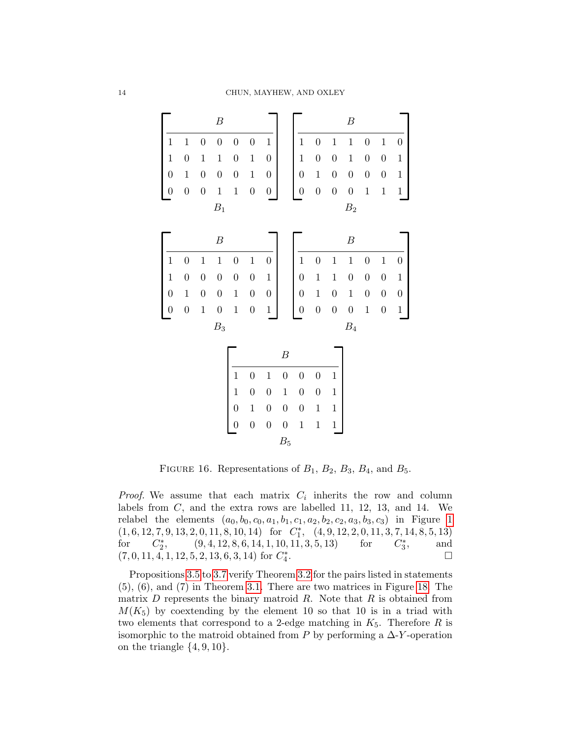$$B_1 = \left[\begin{array}{ccccccc} \multicolumn{7}{c}{B} \\ \hline 1 & 1 & 0 & 0 & 0 & 0 & 1 \\ 1 & 0 & 1 & 1 & 0 & 1 & 0 \\ 0 & 1 & 0 & 0 & 0 & 1 & 0 \\ 0 & 0 & 0 & 1 & 1 & 0 & 0 \end{array}\right] \qquad B_2 = \left[\begin{array}{ccccccc} \multicolumn{7}{c}{B} \\ \hline 1 & 0 & 1 & 1 & 0 & 1 & 0 \\ 1 & 0 & 0 & 1 & 0 & 0 & 1 \\ 0 & 1 & 0 & 0 & 0 & 0 & 1 \\ 0 & 0 & 0 & 0 & 1 & 1 & 1 \end{array}\right]$$

$$B_3 = \left[\begin{array}{ccccccc} \multicolumn{7}{c}{B} \\ \hline 1 & 0 & 1 & 1 & 0 & 1 & 0 \\ 1 & 0 & 0 & 0 & 0 & 0 & 1 \\ 0 & 1 & 0 & 0 & 1 & 0 & 0 \\ 0 & 0 & 1 & 0 & 1 & 0 & 1 \end{array}\right] \qquad B_4 = \left[\begin{array}{ccccccc} \multicolumn{7}{c}{B} \\ \hline 1 & 0 & 1 & 1 & 0 & 1 & 0 \\ 0 & 1 & 1 & 0 & 0 & 0 & 1 \\ 0 & 1 & 0 & 1 & 0 & 0 & 0 \\ 0 & 0 & 0 & 0 & 1 & 0 & 1 \end{array}\right]$$

$$B_5 = \left[\begin{array}{ccccccc} \multicolumn{7}{c}{B} \\ \hline 1 & 0 & 1 & 0 & 0 & 0 & 1 \\ 1 & 0 & 0 & 1 & 0 & 0 & 1 \\ 0 & 1 & 0 & 0 & 0 & 1 & 1 \\ 0 & 0 & 0 & 0 & 1 & 1 & 1 \end{array}\right]$$

FIGURE 16. Representations of $B_1$, $B_2$, $B_3$, $B_4$, and $B_5$.

*Proof.* We assume that each matrix $C_i$ inherits the row and column labels from $C$, and the extra rows are labelled 11, 12, 13, and 14. We relabel the elements $(a_0, b_0, c_0, a_1, b_1, c_1, a_2, b_2, c_2, a_3, b_3, c_3)$ in Figure 1 $(1, 6, 12, 7, 9, 13, 2, 0, 11, 8, 10, 14)$ for $C_1^*$, $(4, 9, 12, 2, 0, 11, 3, 7, 14, 8, 5, 13)$ for $C_2^*$, $(9, 4, 12, 8, 6, 14, 1, 10, 11, 3, 5, 13)$ for $C_3^*$, and $(7, 0, 11, 4, 1, 12, 5, 2, 13, 6, 3, 14)$ for $C_4^*$. □

Propositions 3.5 to 3.7 verify Theorem 3.2 for the pairs listed in statements (5), (6), and (7) in Theorem 3.1. There are two matrices in Figure 18. The matrix $D$ represents the binary matroid $R$. Note that $R$ is obtained from $M(K_5)$ by coextending by the element 10 so that 10 is in a triad with two elements that correspond to a 2-edge matching in $K_5$. Therefore $R$ is isomorphic to the matroid obtained from $P$ by performing a $\Delta$-$Y$-operation on the triangle $\{4, 9, 10\}$.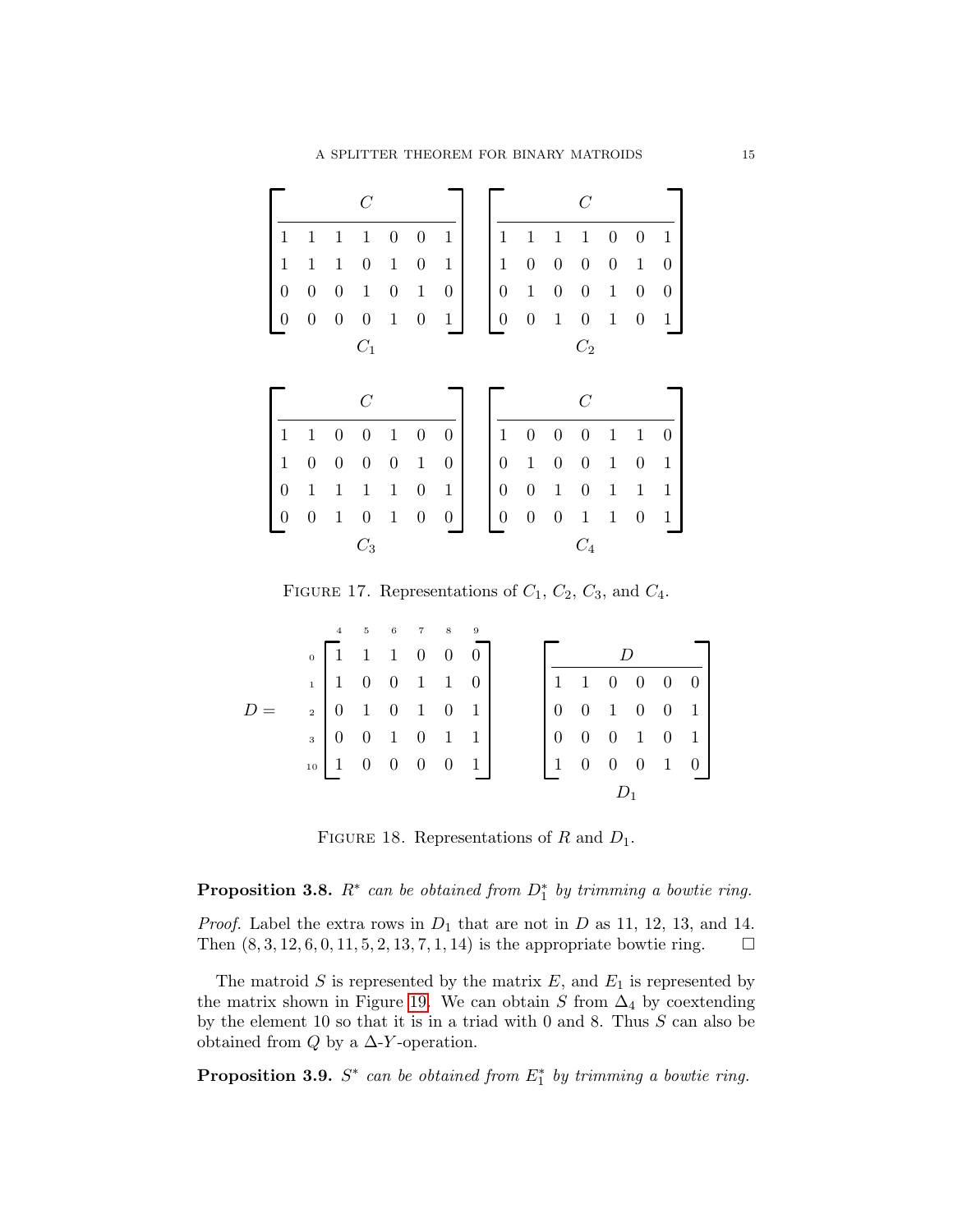$$
\left[\begin{array}{ccccccc}
\multicolumn{7}{c}{C} \\
\hline
1 & 1 & 1 & 1 & 0 & 0 & 1 \\
1 & 1 & 1 & 0 & 1 & 0 & 1 \\
0 & 0 & 0 & 1 & 0 & 1 & 0 \\
0 & 0 & 0 & 0 & 1 & 0 & 1
\end{array}\right]
\quad
\left[\begin{array}{ccccccc}
\multicolumn{7}{c}{C} \\
\hline
1 & 1 & 1 & 1 & 0 & 0 & 1 \\
1 & 0 & 0 & 0 & 0 & 1 & 0 \\
0 & 1 & 0 & 0 & 1 & 0 & 0 \\
0 & 0 & 1 & 0 & 1 & 0 & 1
\end{array}\right]
$$

$$
\qquad C_1 \qquad\qquad\qquad\qquad\qquad C_2
$$

$$
\left[\begin{array}{ccccccc}
\multicolumn{7}{c}{C} \\
\hline
1 & 1 & 0 & 0 & 1 & 0 & 0 \\
1 & 0 & 0 & 0 & 0 & 1 & 0 \\
0 & 1 & 1 & 1 & 1 & 0 & 1 \\
0 & 0 & 1 & 0 & 1 & 0 & 0
\end{array}\right]
\quad
\left[\begin{array}{ccccccc}
\multicolumn{7}{c}{C} \\
\hline
1 & 0 & 0 & 0 & 1 & 1 & 0 \\
0 & 1 & 0 & 0 & 1 & 0 & 1 \\
0 & 0 & 1 & 0 & 1 & 1 & 1 \\
0 & 0 & 0 & 1 & 1 & 0 & 1
\end{array}\right]
$$

$$
\qquad C_3 \qquad\qquad\qquad\qquad\qquad C_4
$$

FIGURE 17. Representations of $C_1$, $C_2$, $C_3$, and $C_4$.

$$
D = \begin{array}{c} \\ 0 \\ 1 \\ 2 \\ 3 \\ 10 \end{array}
\begin{array}{c}
\begin{array}{cccccc} 4 & 5 & 6 & 7 & 8 & 9 \end{array} \\
\left[\begin{array}{cccccc}
1 & 1 & 1 & 0 & 0 & 0 \\
1 & 0 & 0 & 1 & 1 & 0 \\
0 & 1 & 0 & 1 & 0 & 1 \\
0 & 0 & 1 & 0 & 1 & 1 \\
1 & 0 & 0 & 0 & 0 & 1
\end{array}\right]
\end{array}
\qquad
\left[\begin{array}{cccccc}
\multicolumn{6}{c}{D} \\
\hline
1 & 1 & 0 & 0 & 0 & 0 \\
0 & 0 & 1 & 0 & 0 & 1 \\
0 & 0 & 0 & 1 & 0 & 1 \\
1 & 0 & 0 & 0 & 1 & 0
\end{array}\right]
$$

$$
\qquad\qquad\qquad\qquad\qquad\qquad\qquad D_1
$$

FIGURE 18. Representations of $R$ and $D_1$.

**Proposition 3.8.** *$R^*$ can be obtained from $D_1^*$ by trimming a bowtie ring.*

*Proof.* Label the extra rows in $D_1$ that are not in $D$ as 11, 12, 13, and 14. Then $(8, 3, 12, 6, 0, 11, 5, 2, 13, 7, 1, 14)$ is the appropriate bowtie ring. $\square$

The matroid $S$ is represented by the matrix $E$, and $E_1$ is represented by the matrix shown in Figure 19. We can obtain $S$ from $\Delta_4$ by coextending by the element 10 so that it is in a triad with 0 and 8. Thus $S$ can also be obtained from $Q$ by a $\Delta$-$Y$-operation.

**Proposition 3.9.** *$S^*$ can be obtained from $E_1^*$ by trimming a bowtie ring.*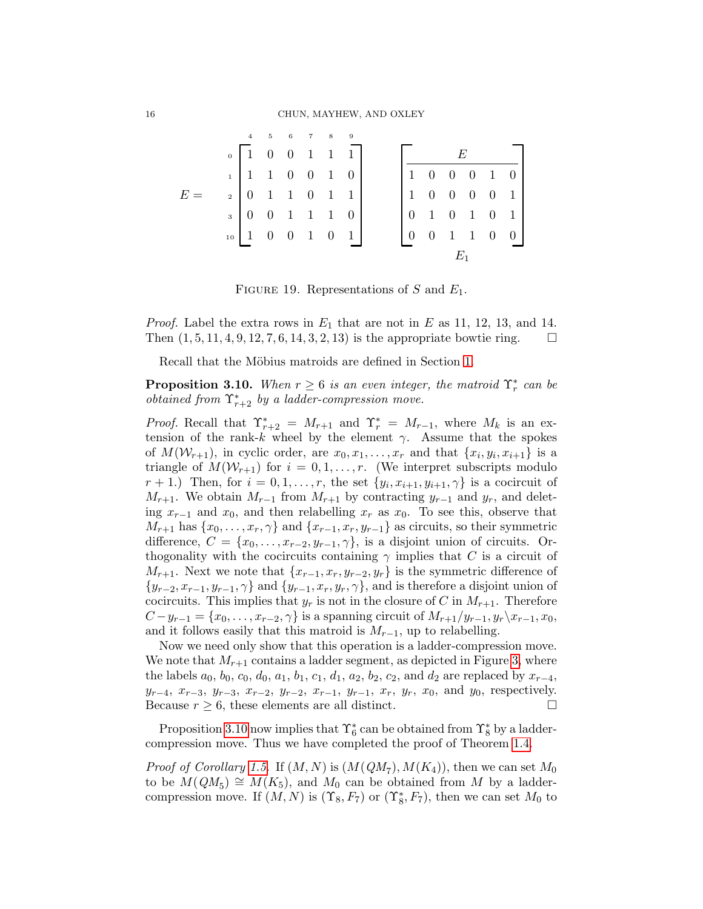$$E = \begin{array}{c} \\ 0 \\ 1 \\ 2 \\ 3 \\ 10 \end{array} \begin{array}{c} \begin{array}{cccccc} 4 & 5 & 6 & 7 & 8 & 9 \end{array} \\ \left[\begin{array}{cccccc} 1 & 0 & 0 & 1 & 1 & 1 \\ 1 & 1 & 0 & 0 & 1 & 0 \\ 0 & 1 & 1 & 0 & 1 & 1 \\ 0 & 0 & 1 & 1 & 1 & 0 \\ 1 & 0 & 0 & 1 & 0 & 1 \end{array}\right] \end{array} \qquad \left[\begin{array}{cccccc} & & E & & & \\ \hline 1 & 0 & 0 & 0 & 1 & 0 \\ 1 & 0 & 0 & 0 & 0 & 1 \\ 0 & 1 & 0 & 1 & 0 & 1 \\ 0 & 0 & 1 & 1 & 0 & 0 \end{array}\right]$$

$E_1$

FIGURE 19. Representations of $S$ and $E_1$.

*Proof.* Label the extra rows in $E_1$ that are not in $E$ as 11, 12, 13, and 14. Then $(1, 5, 11, 4, 9, 12, 7, 6, 14, 3, 2, 13)$ is the appropriate bowtie ring. □

Recall that the Möbius matroids are defined in Section 1.

**Proposition 3.10.** *When $r \geq 6$ is an even integer, the matroid $\Upsilon_r^*$ can be obtained from $\Upsilon_{r+2}^*$ by a ladder-compression move.*

*Proof.* Recall that $\Upsilon_{r+2}^* = M_{r+1}$ and $\Upsilon_r^* = M_{r-1}$, where $M_k$ is an extension of the rank-$k$ wheel by the element $\gamma$. Assume that the spokes of $M(\mathcal{W}_{r+1})$, in cyclic order, are $x_0, x_1, \ldots, x_r$ and that $\{x_i, y_i, x_{i+1}\}$ is a triangle of $M(\mathcal{W}_{r+1})$ for $i = 0, 1, \ldots, r$. (We interpret subscripts modulo $r+1$.) Then, for $i = 0, 1, \ldots, r$, the set $\{y_i, x_{i+1}, y_{i+1}, \gamma\}$ is a cocircuit of $M_{r+1}$. We obtain $M_{r-1}$ from $M_{r+1}$ by contracting $y_{r-1}$ and $y_r$, and deleting $x_{r-1}$ and $x_0$, and then relabelling $x_r$ as $x_0$. To see this, observe that $M_{r+1}$ has $\{x_0, \ldots, x_r, \gamma\}$ and $\{x_{r-1}, x_r, y_{r-1}\}$ as circuits, so their symmetric difference, $C = \{x_0, \ldots, x_{r-2}, y_{r-1}, \gamma\}$, is a disjoint union of circuits. Orthogonality with the cocircuits containing $\gamma$ implies that $C$ is a circuit of $M_{r+1}$. Next we note that $\{x_{r-1}, x_r, y_{r-2}, y_r\}$ is the symmetric difference of $\{y_{r-2}, x_{r-1}, y_{r-1}, \gamma\}$ and $\{y_{r-1}, x_r, y_r, \gamma\}$, and is therefore a disjoint union of cocircuits. This implies that $y_r$ is not in the closure of $C$ in $M_{r+1}$. Therefore $C - y_{r-1} = \{x_0, \ldots, x_{r-2}, \gamma\}$ is a spanning circuit of $M_{r+1}/y_{r-1}, y_r \backslash x_{r-1}, x_0$, and it follows easily that this matroid is $M_{r-1}$, up to relabelling.

Now we need only show that this operation is a ladder-compression move. We note that $M_{r+1}$ contains a ladder segment, as depicted in Figure 3, where the labels $a_0$, $b_0$, $c_0$, $d_0$, $a_1$, $b_1$, $c_1$, $d_1$, $a_2$, $b_2$, $c_2$, and $d_2$ are replaced by $x_{r-4}$, $y_{r-4}$, $x_{r-3}$, $y_{r-3}$, $x_{r-2}$, $y_{r-2}$, $x_{r-1}$, $y_{r-1}$, $x_r$, $y_r$, $x_0$, and $y_0$, respectively. Because $r \geq 6$, these elements are all distinct. □

Proposition 3.10 now implies that $\Upsilon_6^*$ can be obtained from $\Upsilon_8^*$ by a ladder-compression move. Thus we have completed the proof of Theorem 1.4.

*Proof of Corollary 1.5.* If $(M, N)$ is $(M(QM_7), M(K_4))$, then we can set $M_0$ to be $M(QM_5) \cong M(K_5)$, and $M_0$ can be obtained from $M$ by a ladder-compression move. If $(M, N)$ is $(\Upsilon_8, F_7)$ or $(\Upsilon_8^*, F_7)$, then we can set $M_0$ to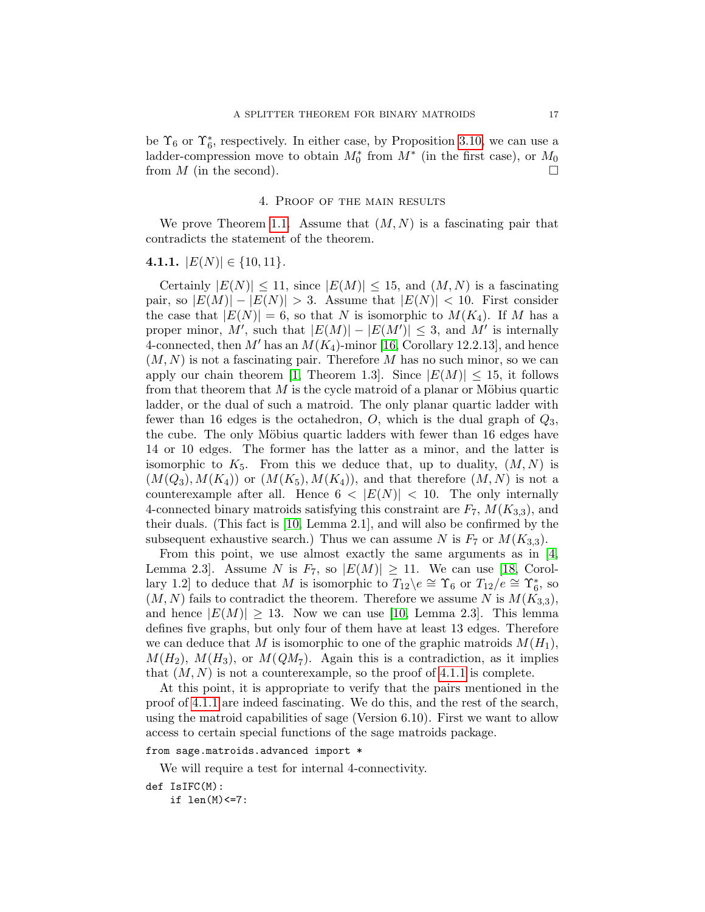be $\Upsilon_6$ or $\Upsilon_6^*$, respectively. In either case, by Proposition 3.10, we can use a ladder-compression move to obtain $M_0^*$ from $M^*$ (in the first case), or $M_0$ from $M$ (in the second). □

## 4. Proof of the main results

We prove Theorem 1.1. Assume that $(M, N)$ is a fascinating pair that contradicts the statement of the theorem.

**4.1.1.** $|E(N)| \in \{10, 11\}$.

Certainly $|E(N)| \leq 11$, since $|E(M)| \leq 15$, and $(M, N)$ is a fascinating pair, so $|E(M)| - |E(N)| > 3$. Assume that $|E(N)| < 10$. First consider the case that $|E(N)| = 6$, so that $N$ is isomorphic to $M(K_4)$. If $M$ has a proper minor, $M'$, such that $|E(M)| - |E(M')| \leq 3$, and $M'$ is internally 4-connected, then $M'$ has an $M(K_4)$-minor [16, Corollary 12.2.13], and hence $(M, N)$ is not a fascinating pair. Therefore $M$ has no such minor, so we can apply our chain theorem [1, Theorem 1.3]. Since $|E(M)| \leq 15$, it follows from that theorem that $M$ is the cycle matroid of a planar or Möbius quartic ladder, or the dual of such a matroid. The only planar quartic ladder with fewer than 16 edges is the octahedron, $O$, which is the dual graph of $Q_3$, the cube. The only Möbius quartic ladders with fewer than 16 edges have 14 or 10 edges. The former has the latter as a minor, and the latter is isomorphic to $K_5$. From this we deduce that, up to duality, $(M, N)$ is $(M(Q_3), M(K_4))$ or $(M(K_5), M(K_4))$, and that therefore $(M, N)$ is not a counterexample after all. Hence $6 < |E(N)| < 10$. The only internally 4-connected binary matroids satisfying this constraint are $F_7$, $M(K_{3,3})$, and their duals. (This fact is [10, Lemma 2.1], and will also be confirmed by the subsequent exhaustive search.) Thus we can assume $N$ is $F_7$ or $M(K_{3,3})$.

From this point, we use almost exactly the same arguments as in [4, Lemma 2.3]. Assume $N$ is $F_7$, so $|E(M)| \geq 11$. We can use [18, Corollary 1.2] to deduce that $M$ is isomorphic to $T_{12}\backslash e \cong \Upsilon_6$ or $T_{12}/e \cong \Upsilon_6^*$, so $(M, N)$ fails to contradict the theorem. Therefore we assume $N$ is $M(K_{3,3})$, and hence $|E(M)| \geq 13$. Now we can use [10, Lemma 2.3]. This lemma defines five graphs, but only four of them have at least 13 edges. Therefore we can deduce that $M$ is isomorphic to one of the graphic matroids $M(H_1)$, $M(H_2)$, $M(H_3)$, or $M(QM_7)$. Again this is a contradiction, as it implies that $(M, N)$ is not a counterexample, so the proof of 4.1.1 is complete.

At this point, it is appropriate to verify that the pairs mentioned in the proof of 4.1.1 are indeed fascinating. We do this, and the rest of the search, using the matroid capabilities of sage (Version 6.10). First we want to allow access to certain special functions of the sage matroids package.

```
from sage.matroids.advanced import *
```

We will require a test for internal 4-connectivity.

```
def IsIFC(M):
    if len(M)<=7:
```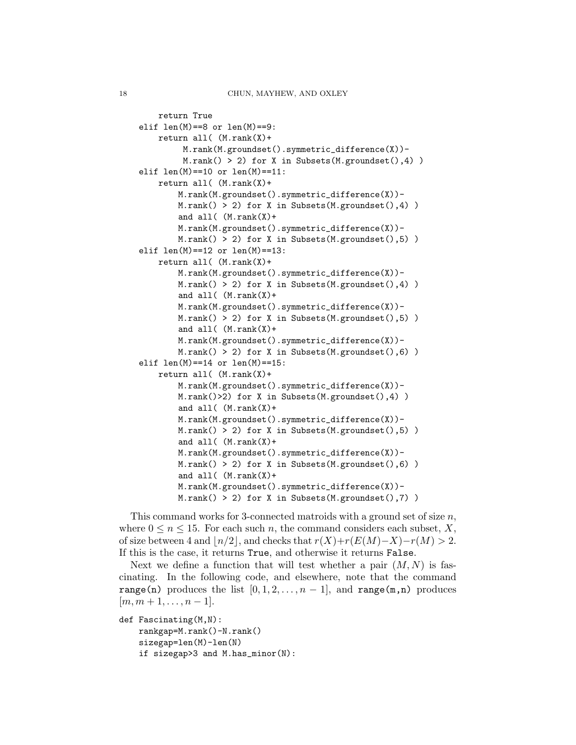```
        return True
    elif len(M)==8 or len(M)==9:
        return all( (M.rank(X)+
             M.rank(M.groundset().symmetric_difference(X))-
             M.rank() > 2) for X in Subsets(M.groundset(),4) )
    elif len(M)==10 or len(M)==11:
        return all( (M.rank(X)+
            M.rank(M.groundset().symmetric_difference(X))-
            M.rank() > 2) for X in Subsets(M.groundset(),4) )
            and all( (M.rank(X)+
            M.rank(M.groundset().symmetric_difference(X))-
            M.rank() > 2) for X in Subsets(M.groundset(),5) )
    elif len(M)==12 or len(M)==13:
        return all( (M.rank(X)+
            M.rank(M.groundset().symmetric_difference(X))-
            M.rank() > 2) for X in Subsets(M.groundset(),4) )
            and all( (M.rank(X)+
            M.rank(M.groundset().symmetric_difference(X))-
            M.rank() > 2) for X in Subsets(M.groundset(),5) )
            and all( (M.rank(X)+
            M.rank(M.groundset().symmetric_difference(X))-
            M.rank() > 2) for X in Subsets(M.groundset(),6) )
    elif len(M)==14 or len(M)==15:
        return all( (M.rank(X)+
            M.rank(M.groundset().symmetric_difference(X))-
            M.rank()>2) for X in Subsets(M.groundset(),4) )
            and all( (M.rank(X)+
            M.rank(M.groundset().symmetric_difference(X))-
            M.rank() > 2) for X in Subsets(M.groundset(),5) )
            and all( (M.rank(X)+
            M.rank(M.groundset().symmetric_difference(X))-
            M.rank() > 2) for X in Subsets(M.groundset(),6) )
            and all( (M.rank(X)+
            M.rank(M.groundset().symmetric_difference(X))-
            M.rank() > 2) for X in Subsets(M.groundset(),7) )
```

This command works for 3-connected matroids with a ground set of size $n$, where $0 \leq n \leq 15$. For each such $n$, the command considers each subset, $X$, of size between 4 and $\lfloor n/2 \rfloor$, and checks that $r(X)+r(E(M)-X)-r(M) > 2$. If this is the case, it returns `True`, and otherwise it returns `False`.

Next we define a function that will test whether a pair $(M, N)$ is fascinating. In the following code, and elsewhere, note that the command `range(n)` produces the list $[0, 1, 2, \ldots, n-1]$, and `range(m,n)` produces $[m, m+1, \ldots, n-1]$.

```
def Fascinating(M,N):
    rankgap=M.rank()-N.rank()
    sizegap=len(M)-len(N)
    if sizegap>3 and M.has_minor(N):
```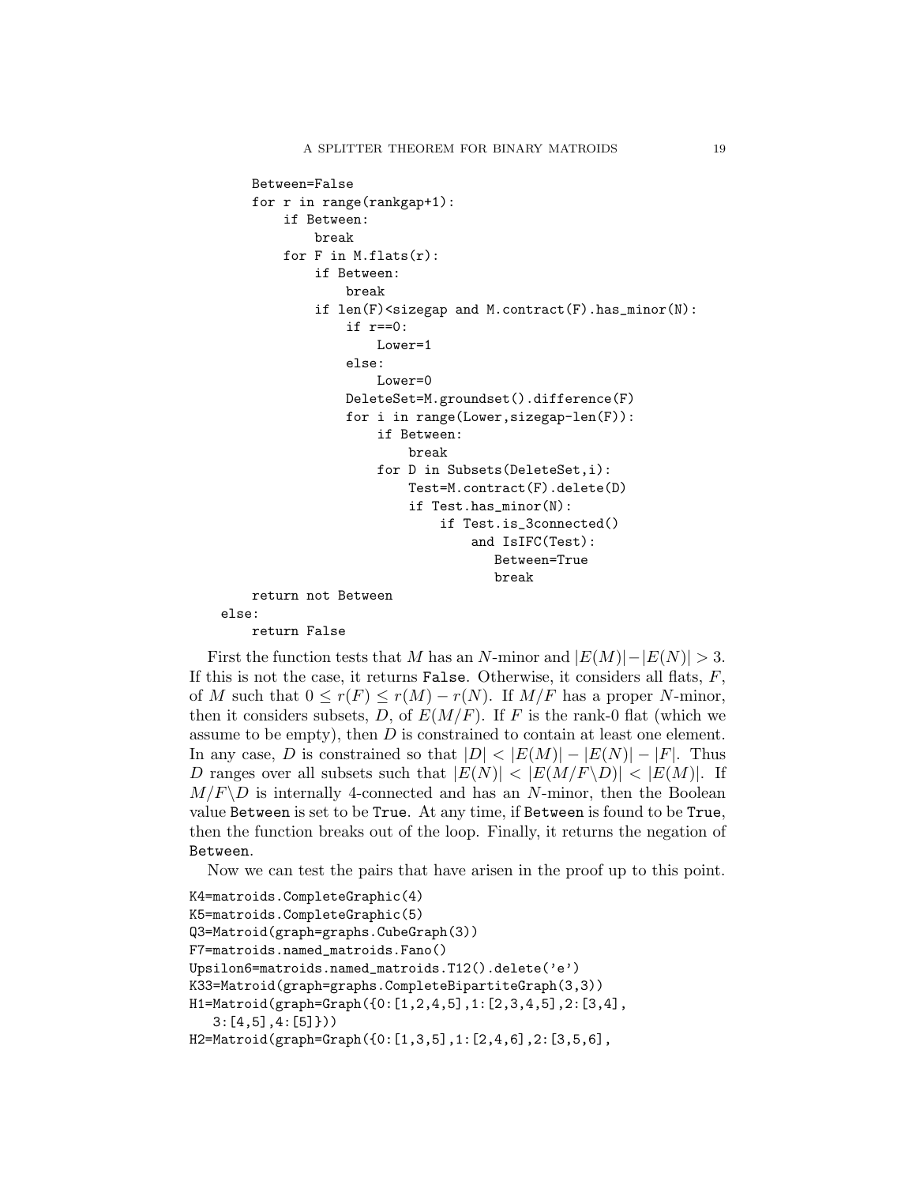```
        Between=False
        for r in range(rankgap+1):
            if Between:
                break
            for F in M.flats(r):
                if Between:
                    break
                if len(F)<sizegap and M.contract(F).has_minor(N):
                    if r==0:
                        Lower=1
                    else:
                        Lower=0
                    DeleteSet=M.groundset().difference(F)
                    for i in range(Lower,sizegap-len(F)):
                        if Between:
                            break
                        for D in Subsets(DeleteSet,i):
                            Test=M.contract(F).delete(D)
                            if Test.has_minor(N):
                                if Test.is_3connected()
                                    and IsIFC(Test):
                                       Between=True
                                       break
        return not Between
    else:
        return False
```

First the function tests that $M$ has an $N$-minor and $|E(M)|-|E(N)| > 3$. If this is not the case, it returns `False`. Otherwise, it considers all flats, $F$, of $M$ such that $0 \leq r(F) \leq r(M) - r(N)$. If $M/F$ has a proper $N$-minor, then it considers subsets, $D$, of $E(M/F)$. If $F$ is the rank-0 flat (which we assume to be empty), then $D$ is constrained to contain at least one element. In any case, $D$ is constrained so that $|D| < |E(M)| - |E(N)| - |F|$. Thus $D$ ranges over all subsets such that $|E(N)| < |E(M/F\backslash D)| < |E(M)|$. If $M/F\backslash D$ is internally 4-connected and has an $N$-minor, then the Boolean value `Between` is set to be `True`. At any time, if `Between` is found to be `True`, then the function breaks out of the loop. Finally, it returns the negation of `Between`.

Now we can test the pairs that have arisen in the proof up to this point.

```
K4=matroids.CompleteGraphic(4)
K5=matroids.CompleteGraphic(5)
Q3=Matroid(graph=graphs.CubeGraph(3))
F7=matroids.named_matroids.Fano()
Upsilon6=matroids.named_matroids.T12().delete('e')
K33=Matroid(graph=graphs.CompleteBipartiteGraph(3,3))
H1=Matroid(graph=Graph({0:[1,2,4,5],1:[2,3,4,5],2:[3,4],
   3:[4,5],4:[5]}))
H2=Matroid(graph=Graph({0:[1,3,5],1:[2,4,6],2:[3,5,6],
```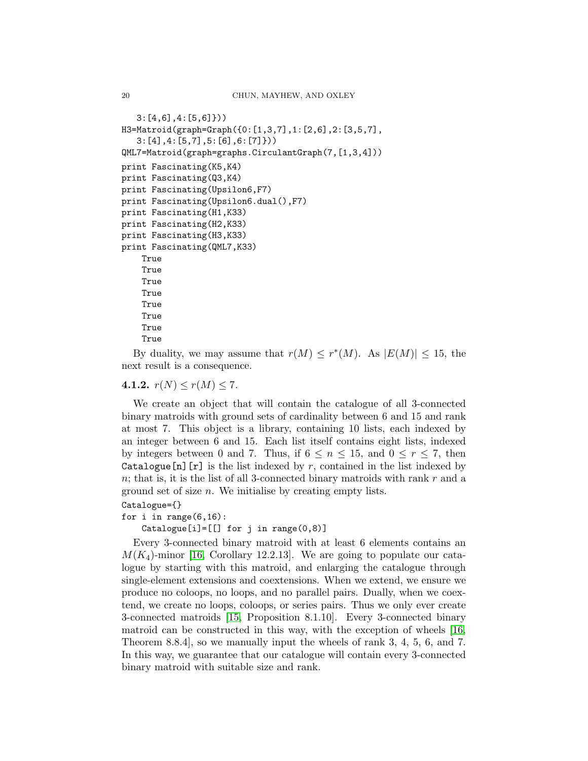```
   3:[4,6],4:[5,6]}))
H3=Matroid(graph=Graph({0:[1,3,7],1:[2,6],2:[3,5,7],
   3:[4],4:[5,7],5:[6],6:[7]}))
QML7=Matroid(graph=graphs.CirculantGraph(7,[1,3,4]))
print Fascinating(K5,K4)
print Fascinating(Q3,K4)
print Fascinating(Upsilon6,F7)
print Fascinating(Upsilon6.dual(),F7)
print Fascinating(H1,K33)
print Fascinating(H2,K33)
print Fascinating(H3,K33)
print Fascinating(QML7,K33)
    True
    True
    True
    True
    True
    True
    True
    True
```

By duality, we may assume that $r(M) \leq r^*(M)$. As $|E(M)| \leq 15$, the next result is a consequence.

**4.1.2.** $r(N) \leq r(M) \leq 7$.

We create an object that will contain the catalogue of all 3-connected binary matroids with ground sets of cardinality between 6 and 15 and rank at most 7. This object is a library, containing 10 lists, each indexed by an integer between 6 and 15. Each list itself contains eight lists, indexed by integers between 0 and 7. Thus, if $6 \leq n \leq 15$, and $0 \leq r \leq 7$, then `Catalogue[n][r]` is the list indexed by $r$, contained in the list indexed by $n$; that is, it is the list of all 3-connected binary matroids with rank $r$ and a ground set of size $n$. We initialise by creating empty lists.

```
Catalogue={}
for i in range(6,16):
    Catalogue[i]=[[] for j in range(0,8)]
```

Every 3-connected binary matroid with at least 6 elements contains an $M(K_4)$-minor [16, Corollary 12.2.13]. We are going to populate our catalogue by starting with this matroid, and enlarging the catalogue through single-element extensions and coextensions. When we extend, we ensure we produce no coloops, no loops, and no parallel pairs. Dually, when we coextend, we create no loops, coloops, or series pairs. Thus we only ever create 3-connected matroids [15, Proposition 8.1.10]. Every 3-connected binary matroid can be constructed in this way, with the exception of wheels [16, Theorem 8.8.4], so we manually input the wheels of rank 3, 4, 5, 6, and 7. In this way, we guarantee that our catalogue will contain every 3-connected binary matroid with suitable size and rank.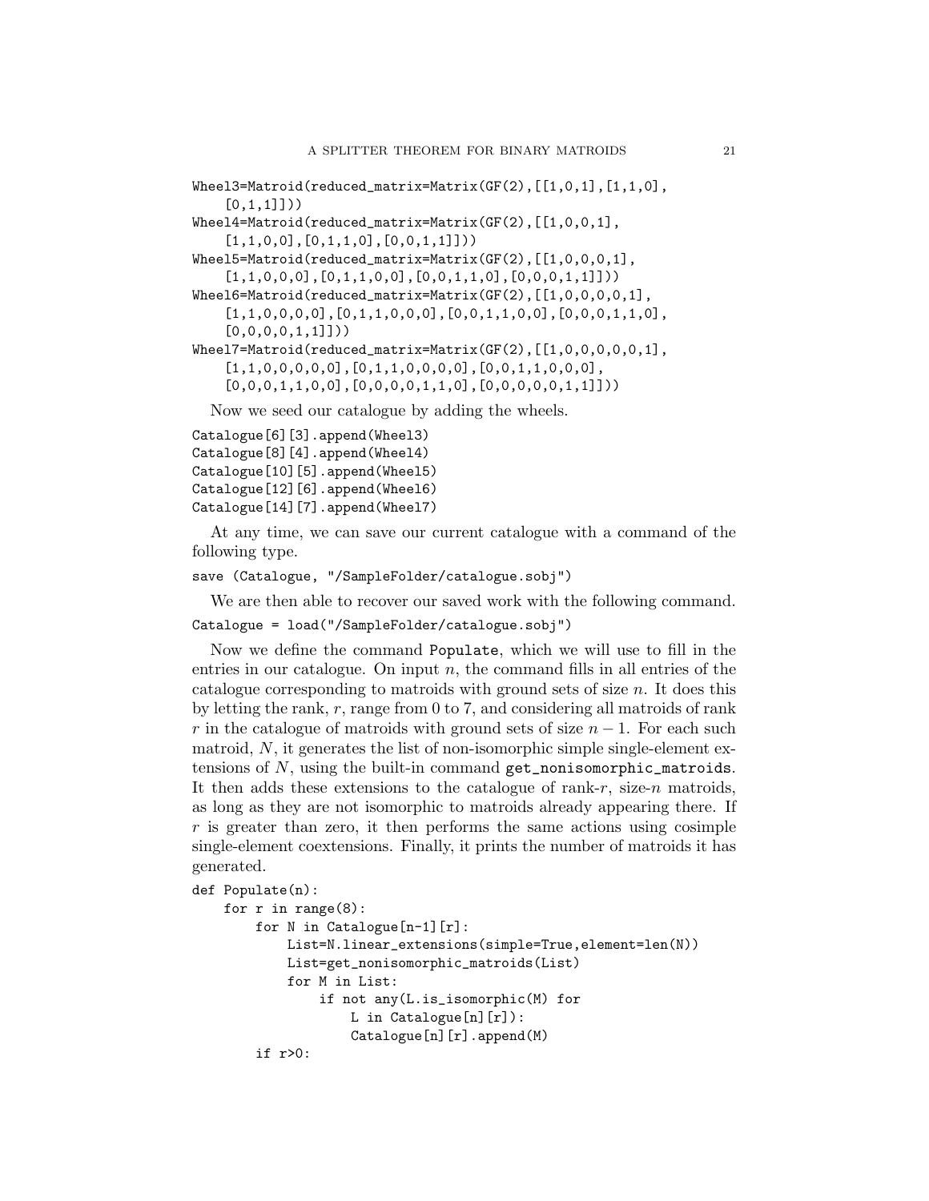```
Wheel3=Matroid(reduced_matrix=Matrix(GF(2),[[1,0,1],[1,1,0],
    [0,1,1]]))
Wheel4=Matroid(reduced_matrix=Matrix(GF(2),[[1,0,0,1],
    [1,1,0,0],[0,1,1,0],[0,0,1,1]]))
Wheel5=Matroid(reduced_matrix=Matrix(GF(2),[[1,0,0,0,1],
    [1,1,0,0,0],[0,1,1,0,0],[0,0,1,1,0],[0,0,0,1,1]]))
Wheel6=Matroid(reduced_matrix=Matrix(GF(2),[[1,0,0,0,0,1],
    [1,1,0,0,0,0],[0,1,1,0,0,0],[0,0,1,1,0,0],[0,0,0,1,1,0],
    [0,0,0,0,1,1]]))
Wheel7=Matroid(reduced_matrix=Matrix(GF(2),[[1,0,0,0,0,0,1],
    [1,1,0,0,0,0,0],[0,1,1,0,0,0,0],[0,0,1,1,0,0,0],
    [0,0,0,1,1,0,0],[0,0,0,0,1,1,0],[0,0,0,0,0,1,1]]))
```

Now we seed our catalogue by adding the wheels.

```
Catalogue[6][3].append(Wheel3)
Catalogue[8][4].append(Wheel4)
Catalogue[10][5].append(Wheel5)
Catalogue[12][6].append(Wheel6)
Catalogue[14][7].append(Wheel7)
```

At any time, we can save our current catalogue with a command of the following type.

```
save (Catalogue, "/SampleFolder/catalogue.sobj")
```

We are then able to recover our saved work with the following command.

```
Catalogue = load("/SampleFolder/catalogue.sobj")
```

Now we define the command `Populate`, which we will use to fill in the entries in our catalogue. On input $n$, the command fills in all entries of the catalogue corresponding to matroids with ground sets of size $n$. It does this by letting the rank, $r$, range from 0 to 7, and considering all matroids of rank $r$ in the catalogue of matroids with ground sets of size $n-1$. For each such matroid, $N$, it generates the list of non-isomorphic simple single-element extensions of $N$, using the built-in command `get_nonisomorphic_matroids`. It then adds these extensions to the catalogue of rank-$r$, size-$n$ matroids, as long as they are not isomorphic to matroids already appearing there. If $r$ is greater than zero, it then performs the same actions using cosimple single-element coextensions. Finally, it prints the number of matroids it has generated.

```
def Populate(n):
    for r in range(8):
        for N in Catalogue[n-1][r]:
            List=N.linear_extensions(simple=True,element=len(N))
            List=get_nonisomorphic_matroids(List)
            for M in List:
                if not any(L.is_isomorphic(M) for
                    L in Catalogue[n][r]):
                    Catalogue[n][r].append(M)
        if r>0:
```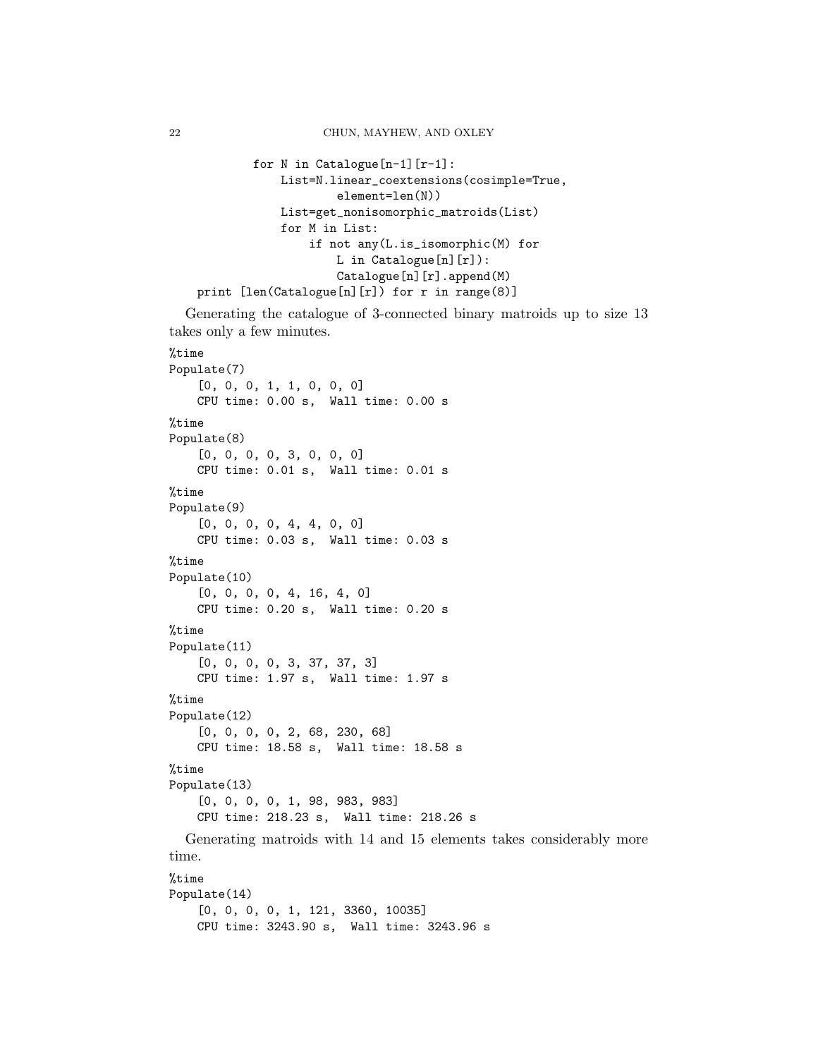```
            for N in Catalogue[n-1][r-1]:
                List=N.linear_coextensions(cosimple=True,
                        element=len(N))
                List=get_nonisomorphic_matroids(List)
                for M in List:
                    if not any(L.is_isomorphic(M) for
                        L in Catalogue[n][r]):
                        Catalogue[n][r].append(M)
    print [len(Catalogue[n][r]) for r in range(8)]
```

Generating the catalogue of 3-connected binary matroids up to size 13 takes only a few minutes.

```
%time
Populate(7)
    [0, 0, 0, 1, 1, 0, 0, 0]
    CPU time: 0.00 s,  Wall time: 0.00 s
%time
Populate(8)
    [0, 0, 0, 0, 3, 0, 0, 0]
    CPU time: 0.01 s,  Wall time: 0.01 s
%time
Populate(9)
    [0, 0, 0, 0, 4, 4, 0, 0]
    CPU time: 0.03 s,  Wall time: 0.03 s
%time
Populate(10)
    [0, 0, 0, 0, 4, 16, 4, 0]
    CPU time: 0.20 s,  Wall time: 0.20 s
%time
Populate(11)
    [0, 0, 0, 0, 3, 37, 37, 3]
    CPU time: 1.97 s,  Wall time: 1.97 s
%time
Populate(12)
    [0, 0, 0, 0, 2, 68, 230, 68]
    CPU time: 18.58 s,  Wall time: 18.58 s
%time
Populate(13)
    [0, 0, 0, 0, 1, 98, 983, 983]
    CPU time: 218.23 s,  Wall time: 218.26 s
```

Generating matroids with 14 and 15 elements takes considerably more time.

```
%time
Populate(14)
    [0, 0, 0, 0, 1, 121, 3360, 10035]
    CPU time: 3243.90 s,  Wall time: 3243.96 s
```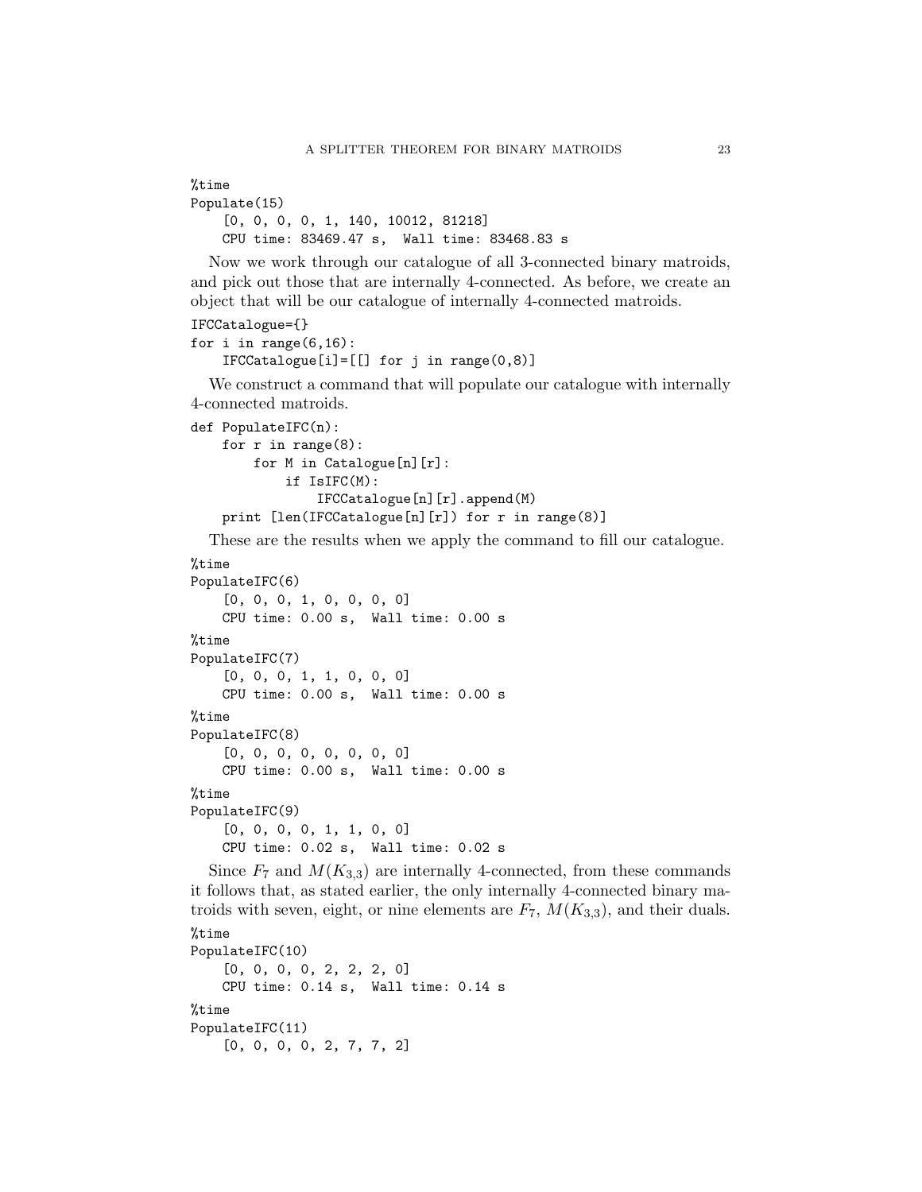```
%time
Populate(15)
    [0, 0, 0, 0, 1, 140, 10012, 81218]
    CPU time: 83469.47 s,  Wall time: 83468.83 s
```

Now we work through our catalogue of all 3-connected binary matroids, and pick out those that are internally 4-connected. As before, we create an object that will be our catalogue of internally 4-connected matroids.

```
IFCCatalogue={}
for i in range(6,16):
    IFCCatalogue[i]=[[] for j in range(0,8)]
```

We construct a command that will populate our catalogue with internally 4-connected matroids.

```
def PopulateIFC(n):
    for r in range(8):
        for M in Catalogue[n][r]:
            if IsIFC(M):
                IFCCatalogue[n][r].append(M)
    print [len(IFCCatalogue[n][r]) for r in range(8)]
```

These are the results when we apply the command to fill our catalogue.

```
%time
PopulateIFC(6)
    [0, 0, 0, 1, 0, 0, 0, 0]
    CPU time: 0.00 s,  Wall time: 0.00 s
%time
PopulateIFC(7)
    [0, 0, 0, 1, 1, 0, 0, 0]
    CPU time: 0.00 s,  Wall time: 0.00 s
%time
PopulateIFC(8)
    [0, 0, 0, 0, 0, 0, 0, 0]
    CPU time: 0.00 s,  Wall time: 0.00 s
%time
PopulateIFC(9)
    [0, 0, 0, 0, 1, 1, 0, 0]
    CPU time: 0.02 s,  Wall time: 0.02 s
```

Since $F_7$ and $M(K_{3,3})$ are internally 4-connected, from these commands it follows that, as stated earlier, the only internally 4-connected binary matroids with seven, eight, or nine elements are $F_7$, $M(K_{3,3})$, and their duals.

```
%time
PopulateIFC(10)
    [0, 0, 0, 0, 2, 2, 2, 0]
    CPU time: 0.14 s,  Wall time: 0.14 s
%time
PopulateIFC(11)
    [0, 0, 0, 0, 2, 7, 7, 2]
```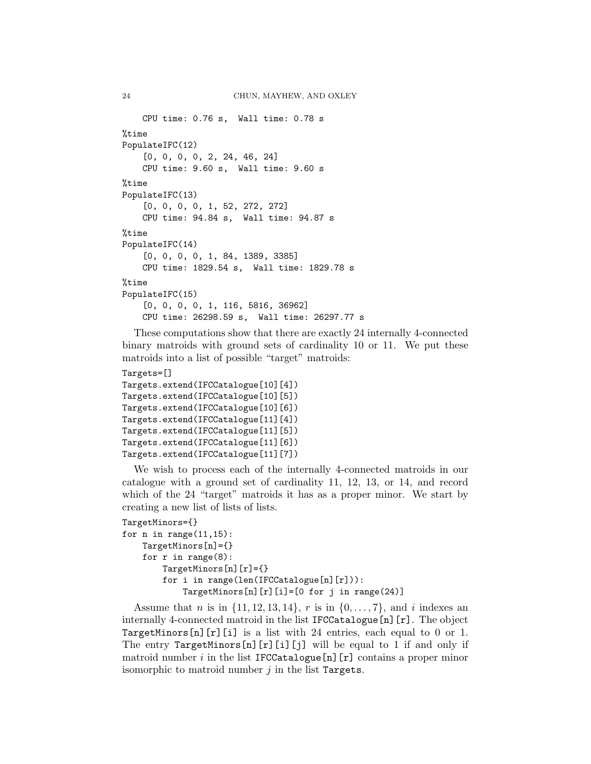```
    CPU time: 0.76 s,  Wall time: 0.78 s
%time
PopulateIFC(12)
    [0, 0, 0, 0, 2, 24, 46, 24]
    CPU time: 9.60 s,  Wall time: 9.60 s
%time
PopulateIFC(13)
    [0, 0, 0, 0, 1, 52, 272, 272]
    CPU time: 94.84 s,  Wall time: 94.87 s
%time
PopulateIFC(14)
    [0, 0, 0, 0, 1, 84, 1389, 3385]
    CPU time: 1829.54 s,  Wall time: 1829.78 s
%time
PopulateIFC(15)
    [0, 0, 0, 0, 1, 116, 5816, 36962]
    CPU time: 26298.59 s,  Wall time: 26297.77 s
```

These computations show that there are exactly 24 internally 4-connected binary matroids with ground sets of cardinality 10 or 11. We put these matroids into a list of possible "target" matroids:

```
Targets=[]
Targets.extend(IFCCatalogue[10][4])
Targets.extend(IFCCatalogue[10][5])
Targets.extend(IFCCatalogue[10][6])
Targets.extend(IFCCatalogue[11][4])
Targets.extend(IFCCatalogue[11][5])
Targets.extend(IFCCatalogue[11][6])
Targets.extend(IFCCatalogue[11][7])
```

We wish to process each of the internally 4-connected matroids in our catalogue with a ground set of cardinality 11, 12, 13, or 14, and record which of the 24 "target" matroids it has as a proper minor. We start by creating a new list of lists of lists.

```
TargetMinors={}
for n in range(11,15):
    TargetMinors[n]={}
    for r in range(8):
        TargetMinors[n][r]={}
        for i in range(len(IFCCatalogue[n][r])):
            TargetMinors[n][r][i]=[0 for j in range(24)]
```

Assume that $n$ is in $\{11, 12, 13, 14\}$, $r$ is in $\{0, \ldots, 7\}$, and $i$ indexes an internally 4-connected matroid in the list `IFCCatalogue[n][r]`. The object `TargetMinors[n][r][i]` is a list with 24 entries, each equal to 0 or 1. The entry `TargetMinors[n][r][i][j]` will be equal to 1 if and only if matroid number $i$ in the list `IFCCatalogue[n][r]` contains a proper minor isomorphic to matroid number $j$ in the list `Targets`.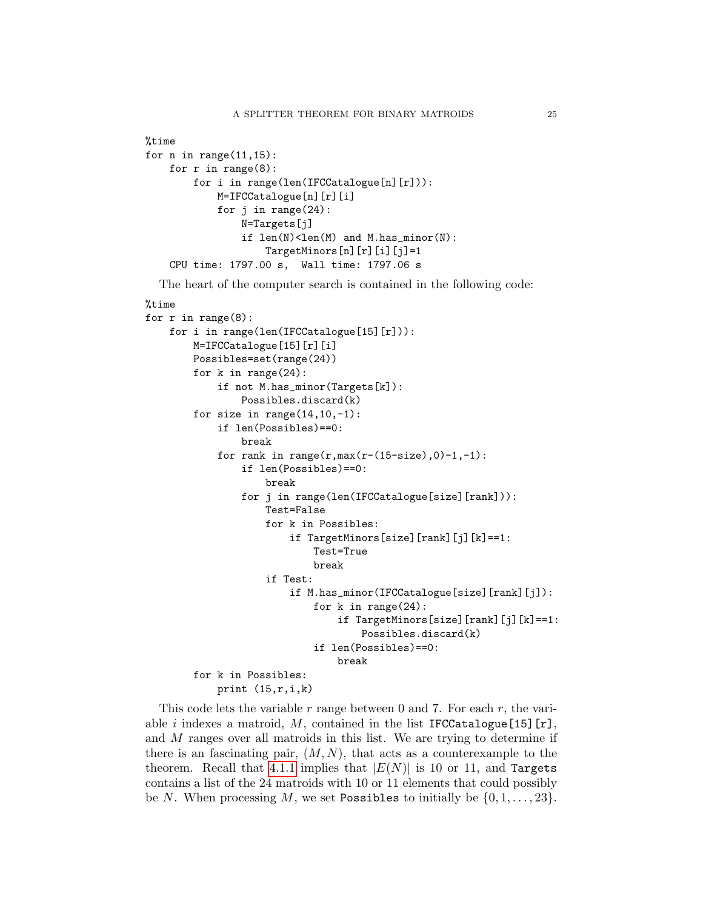```
%time
for n in range(11,15):
    for r in range(8):
        for i in range(len(IFCCatalogue[n][r])):
            M=IFCCatalogue[n][r][i]
            for j in range(24):
                N=Targets[j]
                if len(N)<len(M) and M.has_minor(N):
                    TargetMinors[n][r][i][j]=1
    CPU time: 1797.00 s,  Wall time: 1797.06 s
```

The heart of the computer search is contained in the following code:

```
%time
for r in range(8):
    for i in range(len(IFCCatalogue[15][r])):
        M=IFCCatalogue[15][r][i]
        Possibles=set(range(24))
        for k in range(24):
            if not M.has_minor(Targets[k]):
                Possibles.discard(k)
        for size in range(14,10,-1):
            if len(Possibles)==0:
                break
            for rank in range(r,max(r-(15-size),0)-1,-1):
                if len(Possibles)==0:
                    break
                for j in range(len(IFCCatalogue[size][rank])):
                    Test=False
                    for k in Possibles:
                        if TargetMinors[size][rank][j][k]==1:
                            Test=True
                            break
                    if Test:
                        if M.has_minor(IFCCatalogue[size][rank][j]):
                            for k in range(24):
                                if TargetMinors[size][rank][j][k]==1:
                                    Possibles.discard(k)
                            if len(Possibles)==0:
                                break
        for k in Possibles:
            print (15,r,i,k)
```

This code lets the variable $r$ range between 0 and 7. For each $r$, the variable $i$ indexes a matroid, $M$, contained in the list `IFCCatalogue[15][r]`, and $M$ ranges over all matroids in this list. We are trying to determine if there is an fascinating pair, $(M, N)$, that acts as a counterexample to the theorem. Recall that 4.1.1 implies that $|E(N)|$ is 10 or 11, and `Targets` contains a list of the 24 matroids with 10 or 11 elements that could possibly be $N$. When processing $M$, we set `Possibles` to initially be $\{0, 1, \ldots, 23\}$.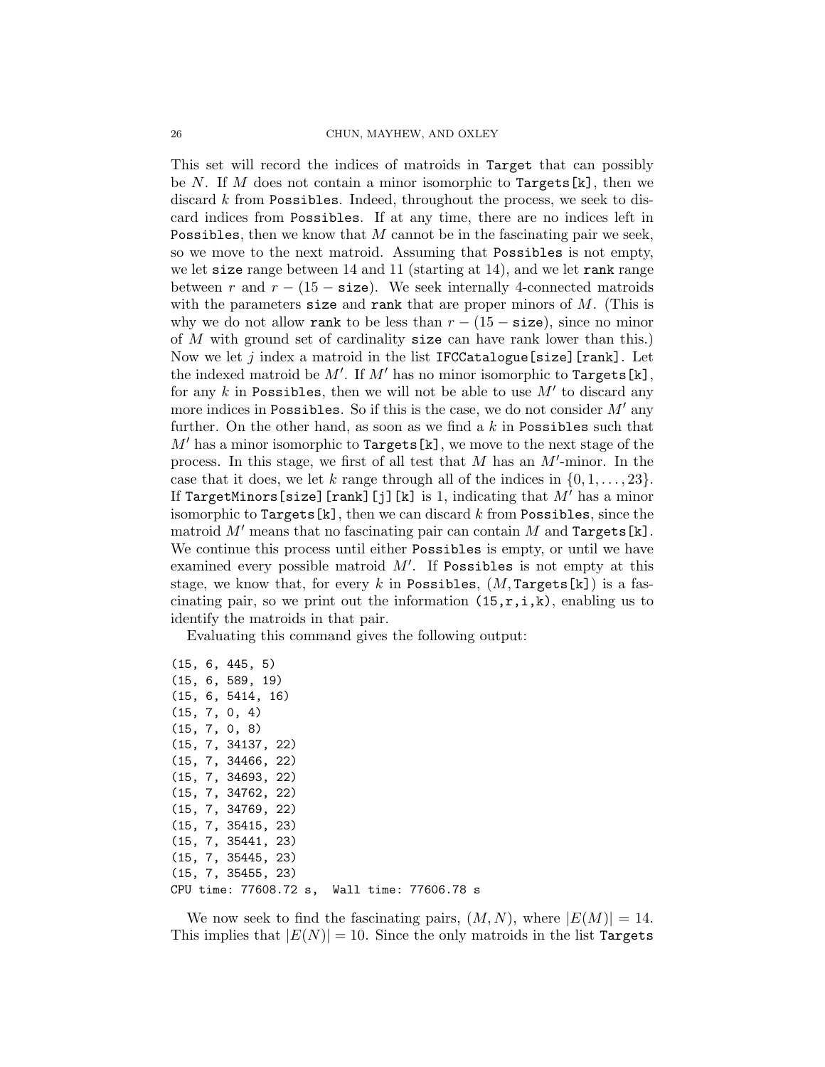This set will record the indices of matroids in `Target` that can possibly be $N$. If $M$ does not contain a minor isomorphic to `Targets[k]`, then we discard $k$ from `Possibles`. Indeed, throughout the process, we seek to discard indices from `Possibles`. If at any time, there are no indices left in `Possibles`, then we know that $M$ cannot be in the fascinating pair we seek, so we move to the next matroid. Assuming that `Possibles` is not empty, we let `size` range between 14 and 11 (starting at 14), and we let `rank` range between $r$ and $r - (15 - \texttt{size})$. We seek internally 4-connected matroids with the parameters `size` and `rank` that are proper minors of $M$. (This is why we do not allow `rank` to be less than $r - (15 - \texttt{size})$, since no minor of $M$ with ground set of cardinality `size` can have rank lower than this.) Now we let $j$ index a matroid in the list `IFCCatalogue[size][rank]`. Let the indexed matroid be $M'$. If $M'$ has no minor isomorphic to `Targets[k]`, for any $k$ in `Possibles`, then we will not be able to use $M'$ to discard any more indices in `Possibles`. So if this is the case, we do not consider $M'$ any further. On the other hand, as soon as we find a $k$ in `Possibles` such that $M'$ has a minor isomorphic to `Targets[k]`, we move to the next stage of the process. In this stage, we first of all test that $M$ has an $M'$-minor. In the case that it does, we let $k$ range through all of the indices in $\{0, 1, \ldots, 23\}$. If `TargetMinors[size][rank][j][k]` is 1, indicating that $M'$ has a minor isomorphic to `Targets[k]`, then we can discard $k$ from `Possibles`, since the matroid $M'$ means that no fascinating pair can contain $M$ and `Targets[k]`. We continue this process until either `Possibles` is empty, or until we have examined every possible matroid $M'$. If `Possibles` is not empty at this stage, we know that, for every $k$ in `Possibles`, $(M, \texttt{Targets[k]})$ is a fascinating pair, so we print out the information `(15,r,i,k)`, enabling us to identify the matroids in that pair.

Evaluating this command gives the following output:

```
(15, 6, 445, 5)
(15, 6, 589, 19)
(15, 6, 5414, 16)
(15, 7, 0, 4)
(15, 7, 0, 8)
(15, 7, 34137, 22)
(15, 7, 34466, 22)
(15, 7, 34693, 22)
(15, 7, 34762, 22)
(15, 7, 34769, 22)
(15, 7, 35415, 23)
(15, 7, 35441, 23)
(15, 7, 35445, 23)
(15, 7, 35455, 23)
CPU time: 77608.72 s,  Wall time: 77606.78 s
```

We now seek to find the fascinating pairs, $(M, N)$, where $|E(M)| = 14$. This implies that $|E(N)| = 10$. Since the only matroids in the list `Targets`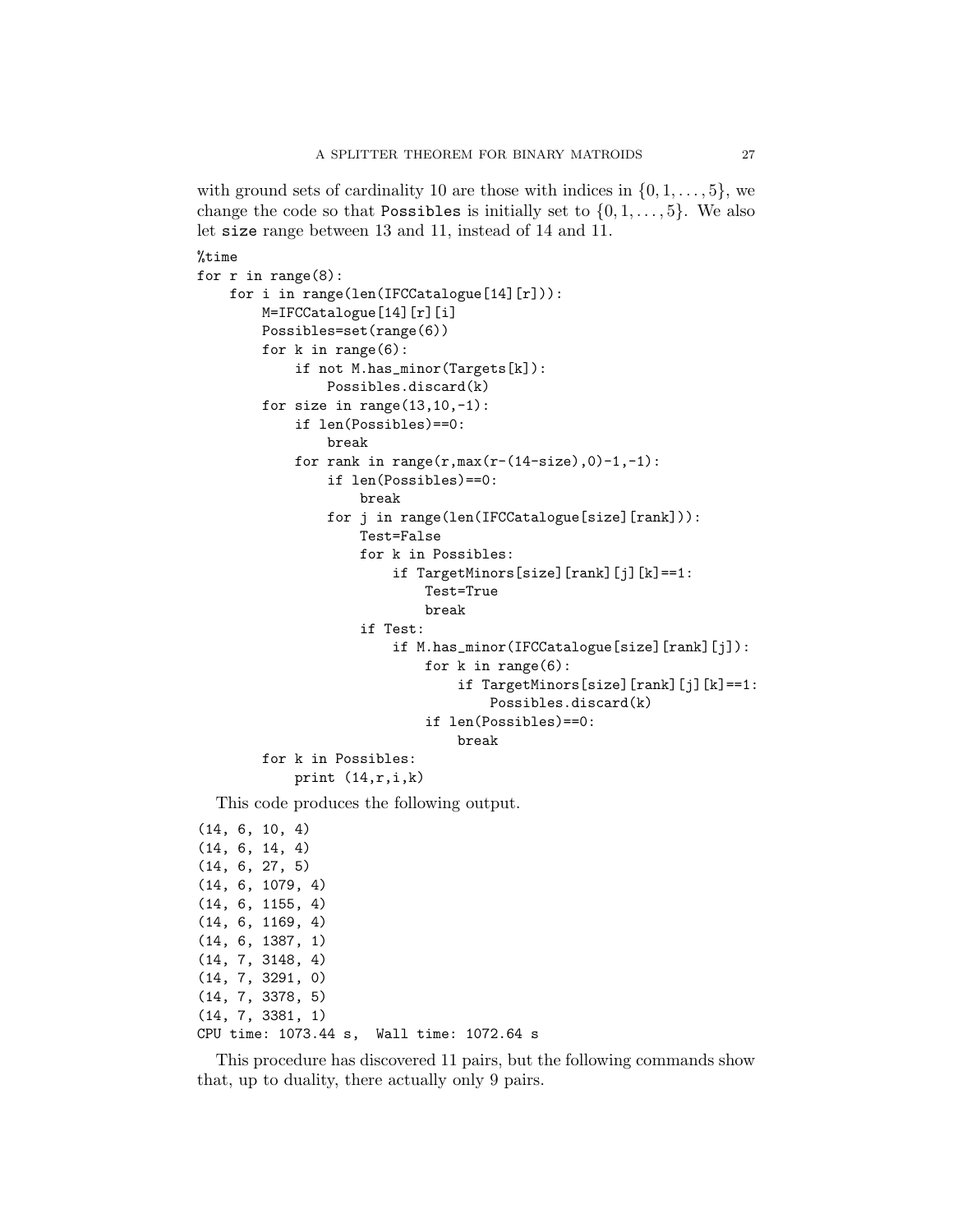with ground sets of cardinality 10 are those with indices in $\{0, 1, \ldots, 5\}$, we change the code so that `Possibles` is initially set to $\{0, 1, \ldots, 5\}$. We also let `size` range between 13 and 11, instead of 14 and 11.

```
%time
for r in range(8):
    for i in range(len(IFCCatalogue[14][r])):
        M=IFCCatalogue[14][r][i]
        Possibles=set(range(6))
        for k in range(6):
            if not M.has_minor(Targets[k]):
                Possibles.discard(k)
        for size in range(13,10,-1):
            if len(Possibles)==0:
                break
            for rank in range(r,max(r-(14-size),0)-1,-1):
                if len(Possibles)==0:
                    break
                for j in range(len(IFCCatalogue[size][rank])):
                    Test=False
                    for k in Possibles:
                        if TargetMinors[size][rank][j][k]==1:
                            Test=True
                            break
                    if Test:
                        if M.has_minor(IFCCatalogue[size][rank][j]):
                            for k in range(6):
                                if TargetMinors[size][rank][j][k]==1:
                                    Possibles.discard(k)
                            if len(Possibles)==0:
                                break
        for k in Possibles:
            print (14,r,i,k)
```

This code produces the following output.

```
(14, 6, 10, 4)
(14, 6, 14, 4)
(14, 6, 27, 5)
(14, 6, 1079, 4)
(14, 6, 1155, 4)
(14, 6, 1169, 4)
(14, 6, 1387, 1)
(14, 7, 3148, 4)
(14, 7, 3291, 0)
(14, 7, 3378, 5)
(14, 7, 3381, 1)
CPU time: 1073.44 s,  Wall time: 1072.64 s
```

This procedure has discovered 11 pairs, but the following commands show that, up to duality, there actually only 9 pairs.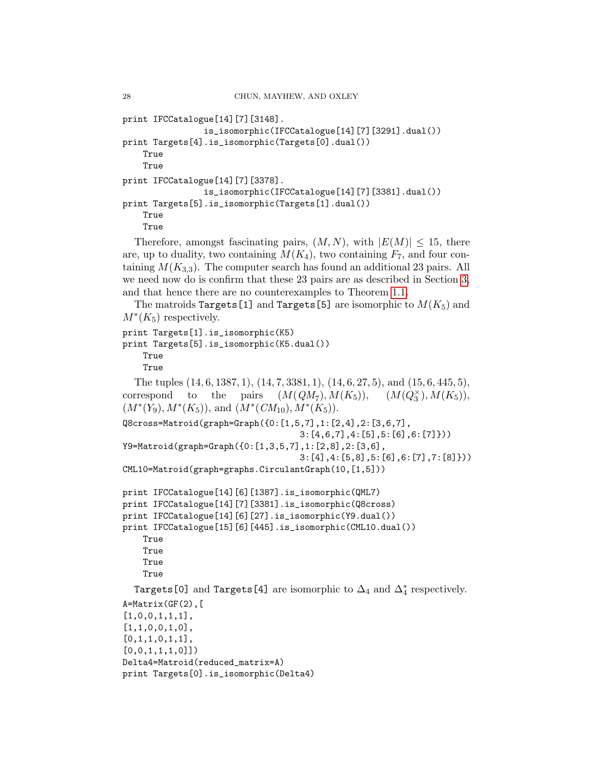```
print IFCCatalogue[14][7][3148].
                is_isomorphic(IFCCatalogue[14][7][3291].dual())
print Targets[4].is_isomorphic(Targets[0].dual())
    True
    True
```

```
print IFCCatalogue[14][7][3378].
                is_isomorphic(IFCCatalogue[14][7][3381].dual())
print Targets[5].is_isomorphic(Targets[1].dual())
    True
    True
```

Therefore, amongst fascinating pairs, $(M, N)$, with $|E(M)| \leq 15$, there are, up to duality, two containing $M(K_4)$, two containing $F_7$, and four containing $M(K_{3,3})$. The computer search has found an additional 23 pairs. All we need now do is confirm that these 23 pairs are as described in Section 3, and that hence there are no counterexamples to Theorem 1.1.

The matroids `Targets[1]` and `Targets[5]` are isomorphic to $M(K_5)$ and $M^*(K_5)$ respectively.

```
print Targets[1].is_isomorphic(K5)
print Targets[5].is_isomorphic(K5.dual())
    True
    True
```

The tuples $(14, 6, 1387, 1)$, $(14, 7, 3381, 1)$, $(14, 6, 27, 5)$, and $(15, 6, 445, 5)$, correspond to the pairs $(M(QM_7), M(K_5))$, $(M(Q_3^\times), M(K_5))$, $(M^*(Y_9), M^*(K_5))$, and $(M^*(CM_{10}), M^*(K_5))$.

```
Q8cross=Matroid(graph=Graph({0:[1,5,7],1:[2,4],2:[3,6,7],
                              3:[4,6,7],4:[5],5:[6],6:[7]}))
Y9=Matroid(graph=Graph({0:[1,3,5,7],1:[2,8],2:[3,6],
                              3:[4],4:[5,8],5:[6],6:[7],7:[8]}))
CML10=Matroid(graph=graphs.CirculantGraph(10,[1,5]))

print IFCCatalogue[14][6][1387].is_isomorphic(QML7)
print IFCCatalogue[14][7][3381].is_isomorphic(Q8cross)
print IFCCatalogue[14][6][27].is_isomorphic(Y9.dual())
print IFCCatalogue[15][6][445].is_isomorphic(CML10.dual())
    True
    True
    True
    True
```

`Targets[0]` and `Targets[4]` are isomorphic to $\Delta_4$ and $\Delta_4^*$ respectively.

```
A=Matrix(GF(2),[
[1,0,0,1,1,1],
[1,1,0,0,1,0],
[0,1,1,0,1,1],
[0,0,1,1,1,0]])
Delta4=Matroid(reduced_matrix=A)
print Targets[0].is_isomorphic(Delta4)
```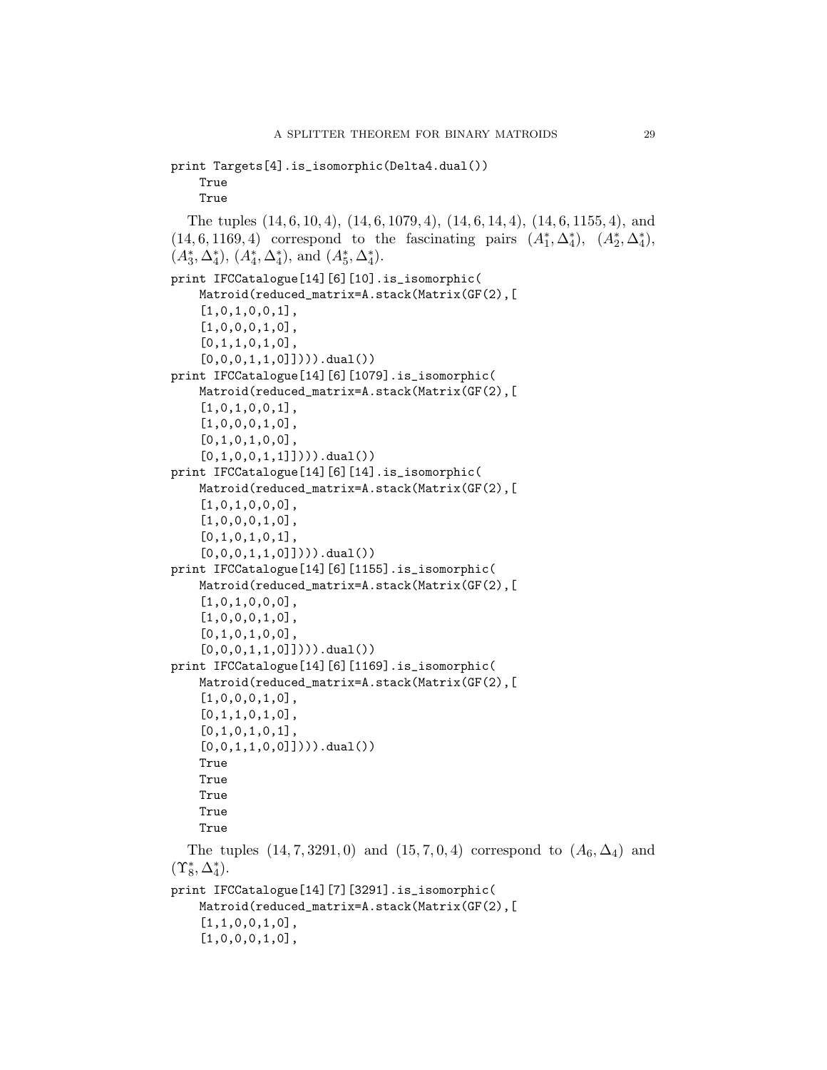```
print Targets[4].is_isomorphic(Delta4.dual())
    True
    True
```

The tuples $(14, 6, 10, 4)$, $(14, 6, 1079, 4)$, $(14, 6, 14, 4)$, $(14, 6, 1155, 4)$, and $(14, 6, 1169, 4)$ correspond to the fascinating pairs $(A_1^*, \Delta_4^*)$, $(A_2^*, \Delta_4^*)$, $(A_3^*, \Delta_4^*)$, $(A_4^*, \Delta_4^*)$, and $(A_5^*, \Delta_4^*)$.

```
print IFCCatalogue[14][6][10].is_isomorphic(
    Matroid(reduced_matrix=A.stack(Matrix(GF(2),[
    [1,0,1,0,0,1],
    [1,0,0,0,1,0],
    [0,1,1,0,1,0],
    [0,0,0,1,1,0]]))).dual())
print IFCCatalogue[14][6][1079].is_isomorphic(
    Matroid(reduced_matrix=A.stack(Matrix(GF(2),[
    [1,0,1,0,0,1],
    [1,0,0,0,1,0],
    [0,1,0,1,0,0],
    [0,1,0,0,1,1]]))).dual())
print IFCCatalogue[14][6][14].is_isomorphic(
    Matroid(reduced_matrix=A.stack(Matrix(GF(2),[
    [1,0,1,0,0,0],
    [1,0,0,0,1,0],
    [0,1,0,1,0,1],
    [0,0,0,1,1,0]]))).dual())
print IFCCatalogue[14][6][1155].is_isomorphic(
    Matroid(reduced_matrix=A.stack(Matrix(GF(2),[
    [1,0,1,0,0,0],
    [1,0,0,0,1,0],
    [0,1,0,1,0,0],
    [0,0,0,1,1,0]]))).dual())
print IFCCatalogue[14][6][1169].is_isomorphic(
    Matroid(reduced_matrix=A.stack(Matrix(GF(2),[
    [1,0,0,0,1,0],
    [0,1,1,0,1,0],
    [0,1,0,1,0,1],
    [0,0,1,1,0,0]]))).dual())
    True
    True
    True
    True
    True
```

The tuples $(14, 7, 3291, 0)$ and $(15, 7, 0, 4)$ correspond to $(A_6, \Delta_4)$ and $(\Upsilon_8^*, \Delta_4^*)$.

```
print IFCCatalogue[14][7][3291].is_isomorphic(
    Matroid(reduced_matrix=A.stack(Matrix(GF(2),[
    [1,1,0,0,1,0],
    [1,0,0,0,1,0],
```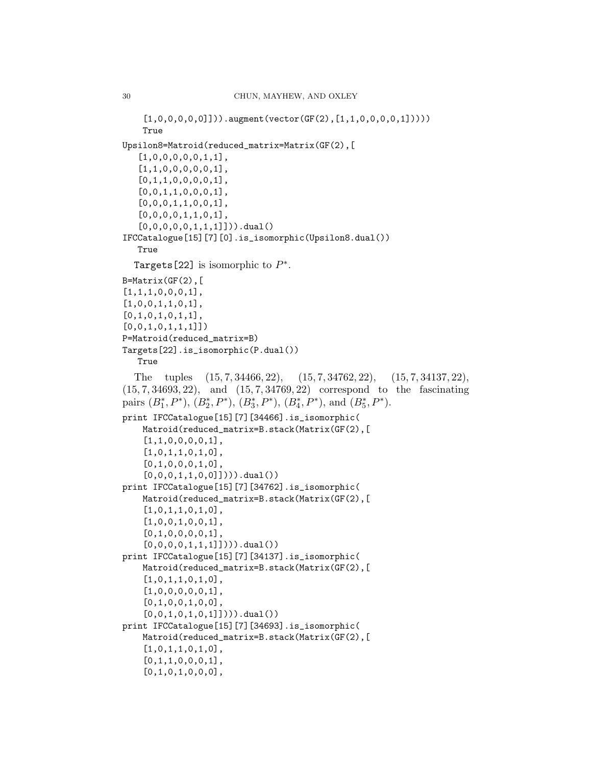```
    [1,0,0,0,0,0]])).augment(vector(GF(2),[1,1,0,0,0,0,1]))))
    True
Upsilon8=Matroid(reduced_matrix=Matrix(GF(2),[
   [1,0,0,0,0,0,1,1],
   [1,1,0,0,0,0,0,1],
   [0,1,1,0,0,0,0,1],
   [0,0,1,1,0,0,0,1],
   [0,0,0,1,1,0,0,1],
   [0,0,0,0,1,1,0,1],
   [0,0,0,0,0,1,1,1]])).dual()
IFCCatalogue[15][7][0].is_isomorphic(Upsilon8.dual())
   True
```

`Targets[22]` is isomorphic to $P^*$.

```
B=Matrix(GF(2),[
[1,1,1,0,0,0,1],
[1,0,0,1,1,0,1],
[0,1,0,1,0,1,1],
[0,0,1,0,1,1,1]])
P=Matroid(reduced_matrix=B)
Targets[22].is_isomorphic(P.dual())
   True
```

The tuples $(15, 7, 34466, 22)$, $(15, 7, 34762, 22)$, $(15, 7, 34137, 22)$, $(15, 7, 34693, 22)$, and $(15, 7, 34769, 22)$ correspond to the fascinating pairs $(B_1^*, P^*)$, $(B_2^*, P^*)$, $(B_3^*, P^*)$, $(B_4^*, P^*)$, and $(B_5^*, P^*)$.

```
print IFCCatalogue[15][7][34466].is_isomorphic(
    Matroid(reduced_matrix=B.stack(Matrix(GF(2),[
    [1,1,0,0,0,0,1],
    [1,0,1,1,0,1,0],
    [0,1,0,0,0,1,0],
    [0,0,0,1,1,0,0]]))).dual())
print IFCCatalogue[15][7][34762].is_isomorphic(
    Matroid(reduced_matrix=B.stack(Matrix(GF(2),[
    [1,0,1,1,0,1,0],
    [1,0,0,1,0,0,1],
    [0,1,0,0,0,0,1],
    [0,0,0,0,1,1,1]]))).dual())
print IFCCatalogue[15][7][34137].is_isomorphic(
    Matroid(reduced_matrix=B.stack(Matrix(GF(2),[
    [1,0,1,1,0,1,0],
    [1,0,0,0,0,0,1],
    [0,1,0,0,1,0,0],
    [0,0,1,0,1,0,1]]))).dual())
print IFCCatalogue[15][7][34693].is_isomorphic(
    Matroid(reduced_matrix=B.stack(Matrix(GF(2),[
    [1,0,1,1,0,1,0],
    [0,1,1,0,0,0,1],
    [0,1,0,1,0,0,0],
```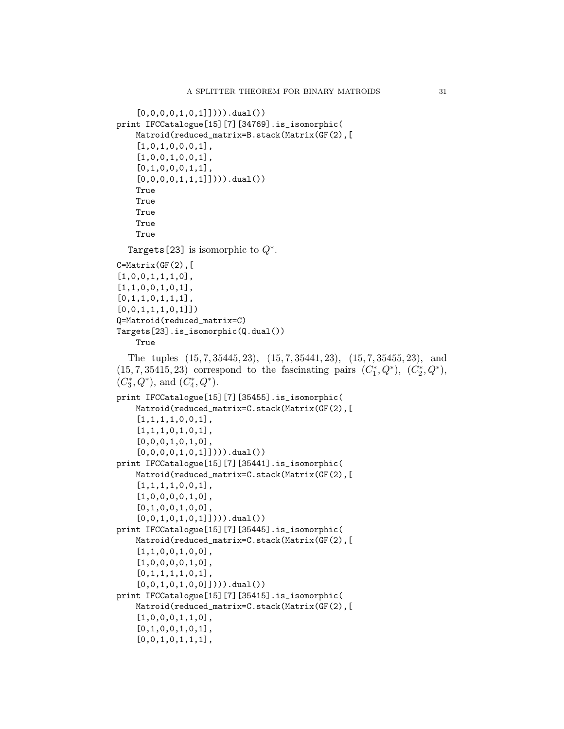```
    [0,0,0,0,1,0,1]]))).dual())
print IFCCatalogue[15][7][34769].is_isomorphic(
    Matroid(reduced_matrix=B.stack(Matrix(GF(2),[
    [1,0,1,0,0,0,1],
    [1,0,0,1,0,0,1],
    [0,1,0,0,0,1,1],
    [0,0,0,0,1,1,1]]))).dual())
    True
    True
    True
    True
    True
```

Targets[23] is isomorphic to $Q^*$.

```
C=Matrix(GF(2),[
[1,0,0,1,1,1,0],
[1,1,0,0,1,0,1],
[0,1,1,0,1,1,1],
[0,0,1,1,1,0,1]])
Q=Matroid(reduced_matrix=C)
Targets[23].is_isomorphic(Q.dual())
    True
```

The tuples $(15, 7, 35445, 23)$, $(15, 7, 35441, 23)$, $(15, 7, 35455, 23)$, and $(15, 7, 35415, 23)$ correspond to the fascinating pairs $(C_1^*, Q^*)$, $(C_2^*, Q^*)$, $(C_3^*, Q^*)$, and $(C_4^*, Q^*)$.

```
print IFCCatalogue[15][7][35455].is_isomorphic(
    Matroid(reduced_matrix=C.stack(Matrix(GF(2),[
    [1,1,1,1,0,0,1],
    [1,1,1,0,1,0,1],
    [0,0,0,1,0,1,0],
    [0,0,0,0,1,0,1]]))).dual())
print IFCCatalogue[15][7][35441].is_isomorphic(
    Matroid(reduced_matrix=C.stack(Matrix(GF(2),[
    [1,1,1,1,0,0,1],
    [1,0,0,0,0,1,0],
    [0,1,0,0,1,0,0],
    [0,0,1,0,1,0,1]]))).dual())
print IFCCatalogue[15][7][35445].is_isomorphic(
    Matroid(reduced_matrix=C.stack(Matrix(GF(2),[
    [1,1,0,0,1,0,0],
    [1,0,0,0,0,1,0],
    [0,1,1,1,1,0,1],
    [0,0,1,0,1,0,0]]))).dual())
print IFCCatalogue[15][7][35415].is_isomorphic(
    Matroid(reduced_matrix=C.stack(Matrix(GF(2),[
    [1,0,0,0,1,1,0],
    [0,1,0,0,1,0,1],
    [0,0,1,0,1,1,1],
```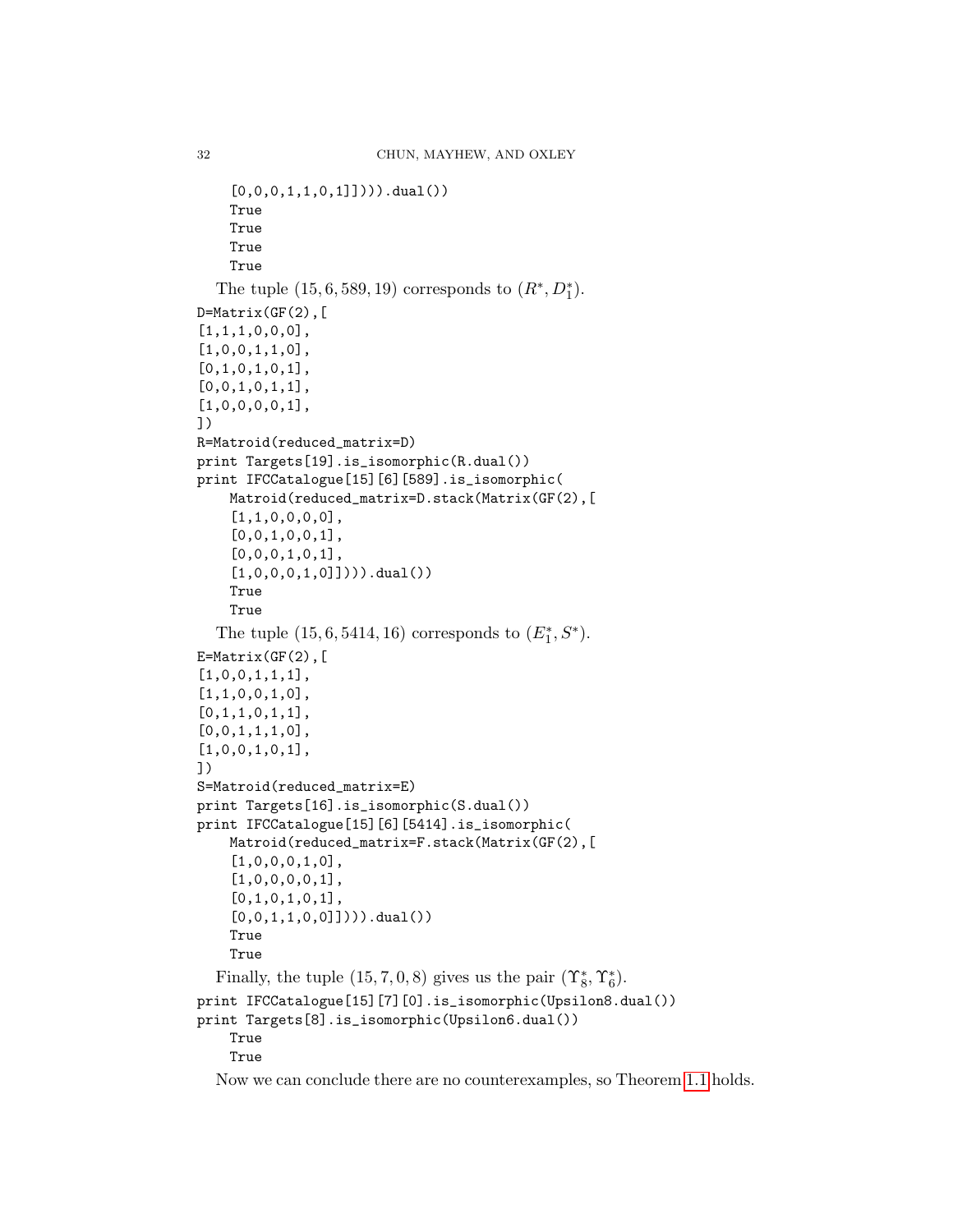```
    [0,0,0,1,1,0,1]]))).dual())
    True
    True
    True
    True
```

The tuple $(15, 6, 589, 19)$ corresponds to $(R^*, D_1^*)$.

```
D=Matrix(GF(2),[
[1,1,1,0,0,0],
[1,0,0,1,1,0],
[0,1,0,1,0,1],
[0,0,1,0,1,1],
[1,0,0,0,0,1],
])
R=Matroid(reduced_matrix=D)
print Targets[19].is_isomorphic(R.dual())
print IFCCatalogue[15][6][589].is_isomorphic(
    Matroid(reduced_matrix=D.stack(Matrix(GF(2),[
    [1,1,0,0,0,0],
    [0,0,1,0,0,1],
    [0,0,0,1,0,1],
    [1,0,0,0,1,0]]))).dual())
    True
    True
```

The tuple $(15, 6, 5414, 16)$ corresponds to $(E_1^*, S^*)$.

```
E=Matrix(GF(2),[
[1,0,0,1,1,1],
[1,1,0,0,1,0],
[0,1,1,0,1,1],
[0,0,1,1,1,0],
[1,0,0,1,0,1],
])
S=Matroid(reduced_matrix=E)
print Targets[16].is_isomorphic(S.dual())
print IFCCatalogue[15][6][5414].is_isomorphic(
    Matroid(reduced_matrix=F.stack(Matrix(GF(2),[
    [1,0,0,0,1,0],
    [1,0,0,0,0,1],
    [0,1,0,1,0,1],
    [0,0,1,1,0,0]]))).dual())
    True
    True
```

Finally, the tuple $(15, 7, 0, 8)$ gives us the pair $(\Upsilon_8^*, \Upsilon_6^*)$.

```
print IFCCatalogue[15][7][0].is_isomorphic(Upsilon8.dual())
print Targets[8].is_isomorphic(Upsilon6.dual())
    True
    True
```

Now we can conclude there are no counterexamples, so Theorem 1.1 holds.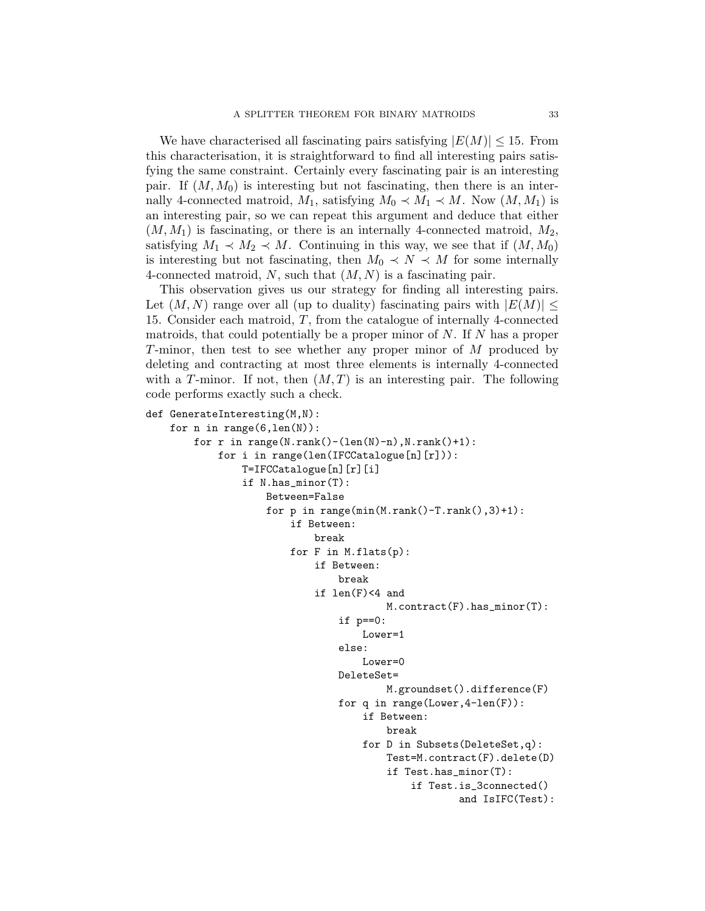We have characterised all fascinating pairs satisfying $|E(M)| \leq 15$. From this characterisation, it is straightforward to find all interesting pairs satisfying the same constraint. Certainly every fascinating pair is an interesting pair. If $(M, M_0)$ is interesting but not fascinating, then there is an internally 4-connected matroid, $M_1$, satisfying $M_0 \prec M_1 \prec M$. Now $(M, M_1)$ is an interesting pair, so we can repeat this argument and deduce that either $(M, M_1)$ is fascinating, or there is an internally 4-connected matroid, $M_2$, satisfying $M_1 \prec M_2 \prec M$. Continuing in this way, we see that if $(M, M_0)$ is interesting but not fascinating, then $M_0 \prec N \prec M$ for some internally 4-connected matroid, $N$, such that $(M, N)$ is a fascinating pair.

This observation gives us our strategy for finding all interesting pairs. Let $(M, N)$ range over all (up to duality) fascinating pairs with $|E(M)| \leq 15$. Consider each matroid, $T$, from the catalogue of internally 4-connected matroids, that could potentially be a proper minor of $N$. If $N$ has a proper $T$-minor, then test to see whether any proper minor of $M$ produced by deleting and contracting at most three elements is internally 4-connected with a $T$-minor. If not, then $(M, T)$ is an interesting pair. The following code performs exactly such a check.

```
def GenerateInteresting(M,N):
    for n in range(6,len(N)):
        for r in range(N.rank()-(len(N)-n),N.rank()+1):
            for i in range(len(IFCCatalogue[n][r])):
                T=IFCCatalogue[n][r][i]
                if N.has_minor(T):
                    Between=False
                    for p in range(min(M.rank()-T.rank(),3)+1):
                        if Between:
                            break
                        for F in M.flats(p):
                            if Between:
                                break
                            if len(F)<4 and
                                    M.contract(F).has_minor(T):
                                if p==0:
                                    Lower=1
                                else:
                                    Lower=0
                                DeleteSet=
                                    M.groundset().difference(F)
                                for q in range(Lower,4-len(F)):
                                    if Between:
                                        break
                                    for D in Subsets(DeleteSet,q):
                                        Test=M.contract(F).delete(D)
                                        if Test.has_minor(T):
                                            if Test.is_3connected()
                                                    and IsIFC(Test):
```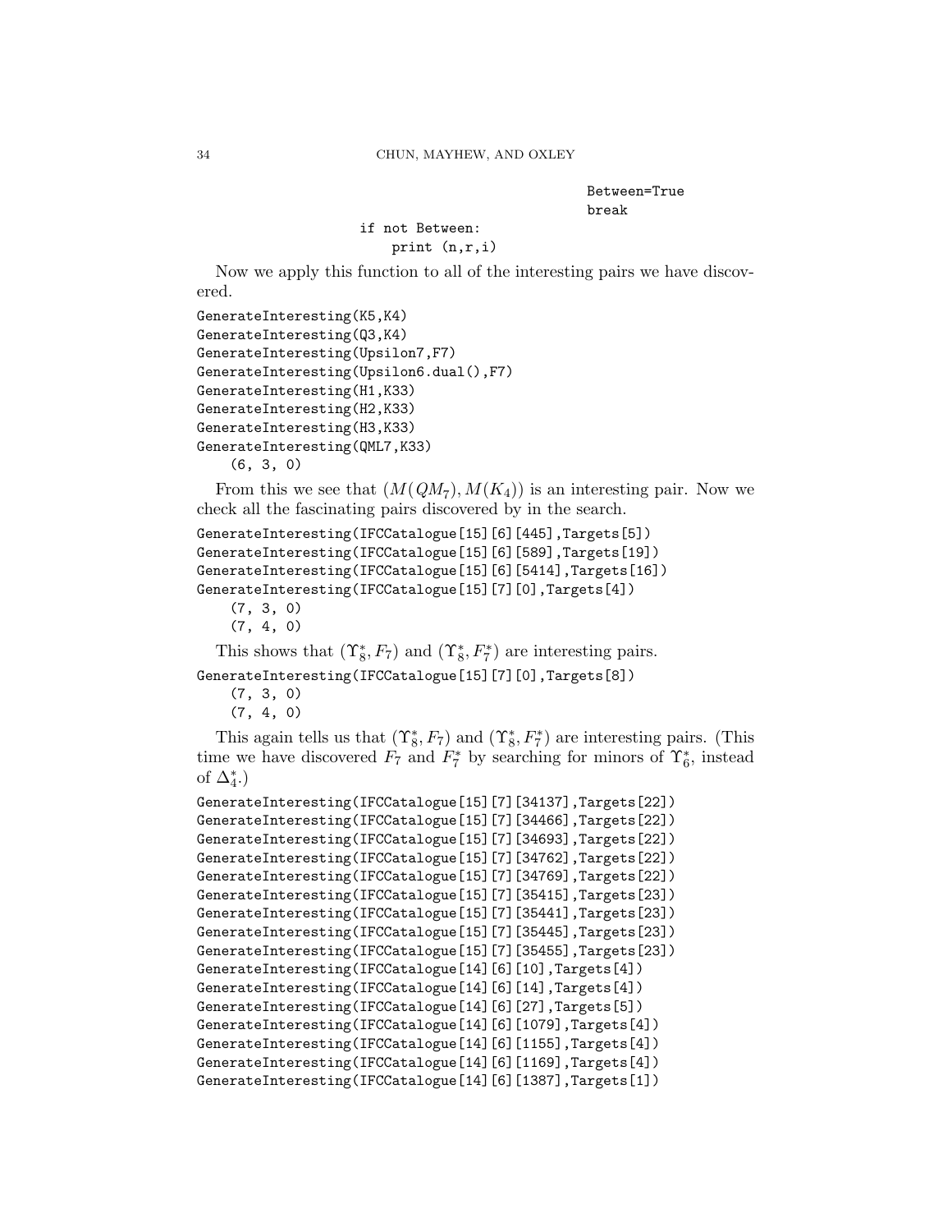```
                                        Between=True
                                        break
                    if not Between:
                        print (n,r,i)
```

Now we apply this function to all of the interesting pairs we have discovered.

```
GenerateInteresting(K5,K4)
GenerateInteresting(Q3,K4)
GenerateInteresting(Upsilon7,F7)
GenerateInteresting(Upsilon6.dual(),F7)
GenerateInteresting(H1,K33)
GenerateInteresting(H2,K33)
GenerateInteresting(H3,K33)
GenerateInteresting(QML7,K33)
    (6, 3, 0)
```

From this we see that $(M(QM_7), M(K_4))$ is an interesting pair. Now we check all the fascinating pairs discovered by in the search.

```
GenerateInteresting(IFCCatalogue[15][6][445],Targets[5])
GenerateInteresting(IFCCatalogue[15][6][589],Targets[19])
GenerateInteresting(IFCCatalogue[15][6][5414],Targets[16])
GenerateInteresting(IFCCatalogue[15][7][0],Targets[4])
    (7, 3, 0)
    (7, 4, 0)
```

This shows that $(\Upsilon_8^*, F_7)$ and $(\Upsilon_8^*, F_7^*)$ are interesting pairs.

```
GenerateInteresting(IFCCatalogue[15][7][0],Targets[8])
    (7, 3, 0)
    (7, 4, 0)
```

This again tells us that $(\Upsilon_8^*, F_7)$ and $(\Upsilon_8^*, F_7^*)$ are interesting pairs. (This time we have discovered $F_7$ and $F_7^*$ by searching for minors of $\Upsilon_6^*$, instead of $\Delta_4^*$.)

```
GenerateInteresting(IFCCatalogue[15][7][34137],Targets[22])
GenerateInteresting(IFCCatalogue[15][7][34466],Targets[22])
GenerateInteresting(IFCCatalogue[15][7][34693],Targets[22])
GenerateInteresting(IFCCatalogue[15][7][34762],Targets[22])
GenerateInteresting(IFCCatalogue[15][7][34769],Targets[22])
GenerateInteresting(IFCCatalogue[15][7][35415],Targets[23])
GenerateInteresting(IFCCatalogue[15][7][35441],Targets[23])
GenerateInteresting(IFCCatalogue[15][7][35445],Targets[23])
GenerateInteresting(IFCCatalogue[15][7][35455],Targets[23])
GenerateInteresting(IFCCatalogue[14][6][10],Targets[4])
GenerateInteresting(IFCCatalogue[14][6][14],Targets[4])
GenerateInteresting(IFCCatalogue[14][6][27],Targets[5])
GenerateInteresting(IFCCatalogue[14][6][1079],Targets[4])
GenerateInteresting(IFCCatalogue[14][6][1155],Targets[4])
GenerateInteresting(IFCCatalogue[14][6][1169],Targets[4])
GenerateInteresting(IFCCatalogue[14][6][1387],Targets[1])
```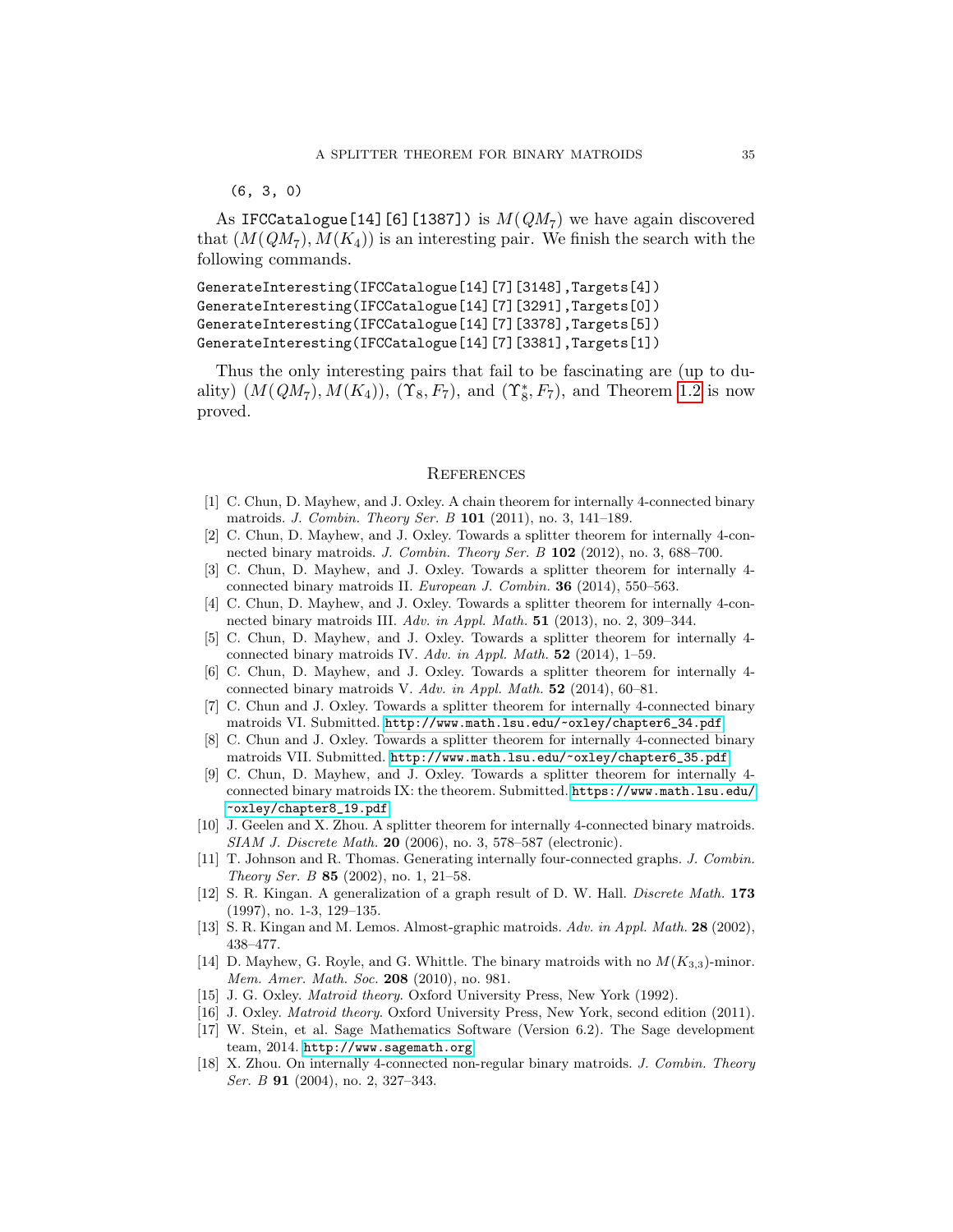```
(6, 3, 0)
```

As `IFCCatalogue[14][6][1387])` is $M(QM_7)$ we have again discovered that $(M(QM_7), M(K_4))$ is an interesting pair. We finish the search with the following commands.

```
GenerateInteresting(IFCCatalogue[14][7][3148],Targets[4])
GenerateInteresting(IFCCatalogue[14][7][3291],Targets[0])
GenerateInteresting(IFCCatalogue[14][7][3378],Targets[5])
GenerateInteresting(IFCCatalogue[14][7][3381],Targets[1])
```

Thus the only interesting pairs that fail to be fascinating are (up to duality) $(M(QM_7), M(K_4))$, $(\Upsilon_8, F_7)$, and $(\Upsilon_8^*, F_7)$, and Theorem 1.2 is now proved.

## References

[1] C. Chun, D. Mayhew, and J. Oxley. A chain theorem for internally 4-connected binary matroids. *J. Combin. Theory Ser. B* **101** (2011), no. 3, 141–189.

[2] C. Chun, D. Mayhew, and J. Oxley. Towards a splitter theorem for internally 4-connected binary matroids. *J. Combin. Theory Ser. B* **102** (2012), no. 3, 688–700.

[3] C. Chun, D. Mayhew, and J. Oxley. Towards a splitter theorem for internally 4-connected binary matroids II. *European J. Combin.* **36** (2014), 550–563.

[4] C. Chun, D. Mayhew, and J. Oxley. Towards a splitter theorem for internally 4-connected binary matroids III. *Adv. in Appl. Math.* **51** (2013), no. 2, 309–344.

[5] C. Chun, D. Mayhew, and J. Oxley. Towards a splitter theorem for internally 4-connected binary matroids IV. *Adv. in Appl. Math.* **52** (2014), 1–59.

[6] C. Chun, D. Mayhew, and J. Oxley. Towards a splitter theorem for internally 4-connected binary matroids V. *Adv. in Appl. Math.* **52** (2014), 60–81.

[7] C. Chun and J. Oxley. Towards a splitter theorem for internally 4-connected binary matroids VI. Submitted. http://www.math.lsu.edu/~oxley/chapter6_34.pdf

[8] C. Chun and J. Oxley. Towards a splitter theorem for internally 4-connected binary matroids VII. Submitted. http://www.math.lsu.edu/~oxley/chapter6_35.pdf

[9] C. Chun, D. Mayhew, and J. Oxley. Towards a splitter theorem for internally 4-connected binary matroids IX: the theorem. Submitted. https://www.math.lsu.edu/~oxley/chapter8_19.pdf

[10] J. Geelen and X. Zhou. A splitter theorem for internally 4-connected binary matroids. *SIAM J. Discrete Math.* **20** (2006), no. 3, 578–587 (electronic).

[11] T. Johnson and R. Thomas. Generating internally four-connected graphs. *J. Combin. Theory Ser. B* **85** (2002), no. 1, 21–58.

[12] S. R. Kingan. A generalization of a graph result of D. W. Hall. *Discrete Math.* **173** (1997), no. 1-3, 129–135.

[13] S. R. Kingan and M. Lemos. Almost-graphic matroids. *Adv. in Appl. Math.* **28** (2002), 438–477.

[14] D. Mayhew, G. Royle, and G. Whittle. The binary matroids with no $M(K_{3,3})$-minor. *Mem. Amer. Math. Soc.* **208** (2010), no. 981.

[15] J. G. Oxley. *Matroid theory*. Oxford University Press, New York (1992).

[16] J. Oxley. *Matroid theory*. Oxford University Press, New York, second edition (2011).

[17] W. Stein, et al. Sage Mathematics Software (Version 6.2). The Sage development team, 2014. http://www.sagemath.org

[18] X. Zhou. On internally 4-connected non-regular binary matroids. *J. Combin. Theory Ser. B* **91** (2004), no. 2, 327–343.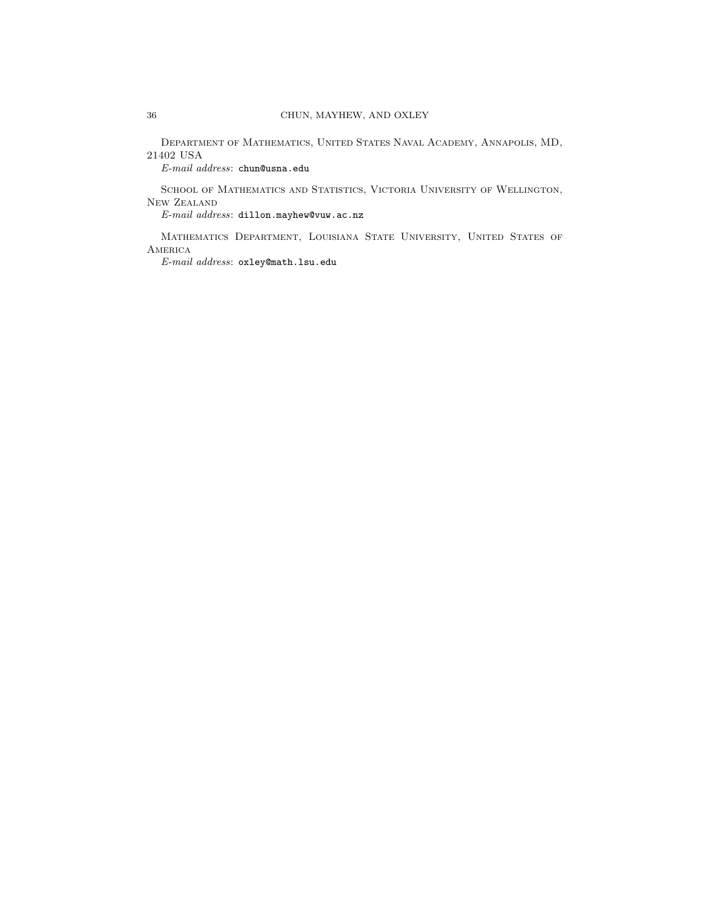Department of Mathematics, United States Naval Academy, Annapolis, MD, 21402 USA

*E-mail address*: chun@usna.edu

School of Mathematics and Statistics, Victoria University of Wellington, New Zealand

*E-mail address*: dillon.mayhew@vuw.ac.nz

Mathematics Department, Louisiana State University, United States of America

*E-mail address*: oxley@math.lsu.edu